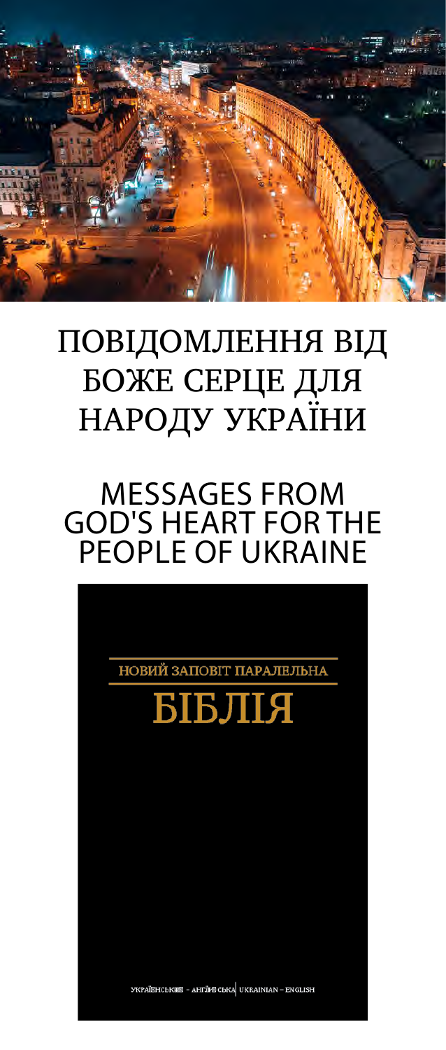# ПОВІДОМЛЕННЯ ВІД БОЖЕ СЕРЦЕ ДЛЯ НАРОДУ УКРАЇНИ

# MESSAGES FROM GOD'S HEART FOR THE PEOPLE OF UKRAINE

НОВИЙ ЗАПОВІТ ПАРАЛЕЛЬНА

## БІБЛІЯ

УКРАЇНСЬКИЙ - АНГЛІЙСЬКА | UKRAINIAN – ENGLISH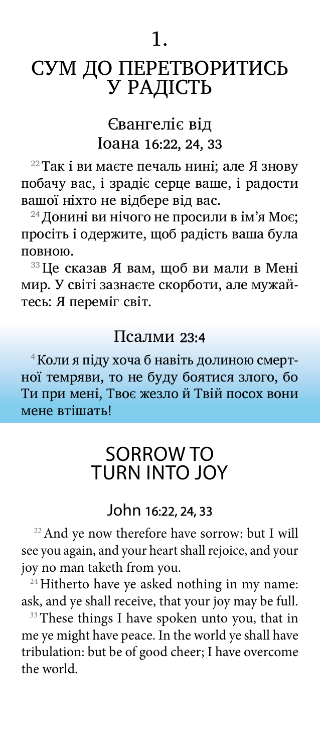# 1.

# СУМ ДО ПЕРЕТВОРИТИСЬ У РАДІСТЬ

## Євангеліє від Іоана 16:22, 24, 33

[22] Так і ви маєте печаль нині; але Я знову побачу вас, і зрадіє серце ваше, і радости вашої ніхто не відбере від вас.

[24] Донині ви нічого не просили в ім'я Моє; просіть і одержите, щоб радість ваша була повною.

[33] Це сказав Я вам, щоб ви мали в Мені мир. У світі зазнаєте скорботи, але мужайтесь: Я переміг світ.

## Псалми 23:4

[4] Коли я піду хоча б навіть долиною смертної темряви, то не буду боятися злого, бо Ти при мені, Твоє жезло й Твій посох вони мене втішать!

# SORROW TO TURN INTO JOY

## John 16:22, 24, 33

[22] And ye now therefore have sorrow: but I will see you again, and your heart shall rejoice, and your joy no man taketh from you.

[24] Hitherto have ye asked nothing in my name: ask, and ye shall receive, that your joy may be full.

[33] These things I have spoken unto you, that in me ye might have peace. In the world ye shall have tribulation: but be of good cheer; I have overcome the world.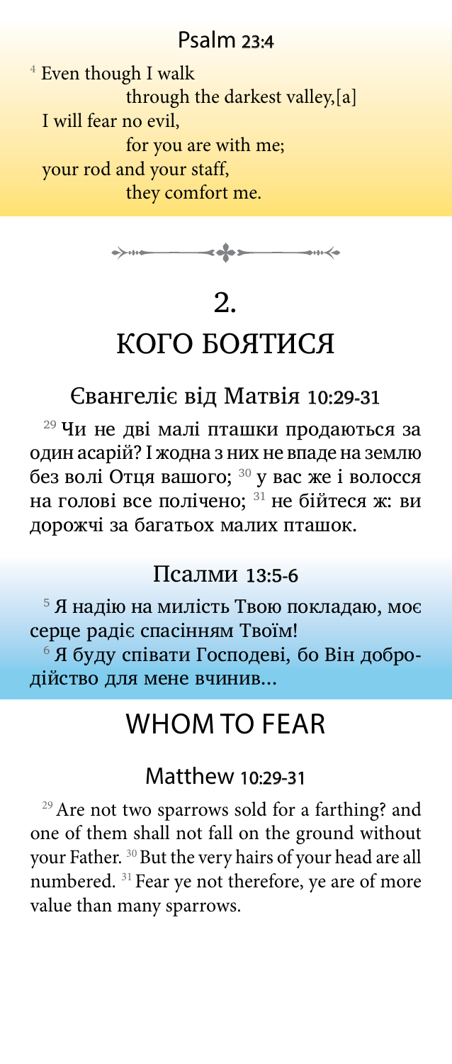## Psalm 23:4

[4] Even though I walk
through the darkest valley,[a]
I will fear no evil,
for you are with me;
your rod and your staff,
they comfort me.

# 2.

# КОГО БОЯТИСЯ

## Євангеліє від Матвія 10:29-31

[29] Чи не дві малі пташки продаються за один асарій? І жодна з них не впаде на землю без волі Отця вашого; [30] у вас же і волосся на голові все полічено; [31] не бійтеся ж: ви дорожчі за багатьох малих пташок.

## Псалми 13:5-6

[5] Я надію на милість Твою покладаю, моє серце радіє спасінням Твоїм!
[6] Я буду співати Господеві, бо Він добродійство для мене вчинив...

# WHOM TO FEAR

## Matthew 10:29-31

[29] Are not two sparrows sold for a farthing? and one of them shall not fall on the ground without your Father. [30] But the very hairs of your head are all numbered. [31] Fear ye not therefore, ye are of more value than many sparrows.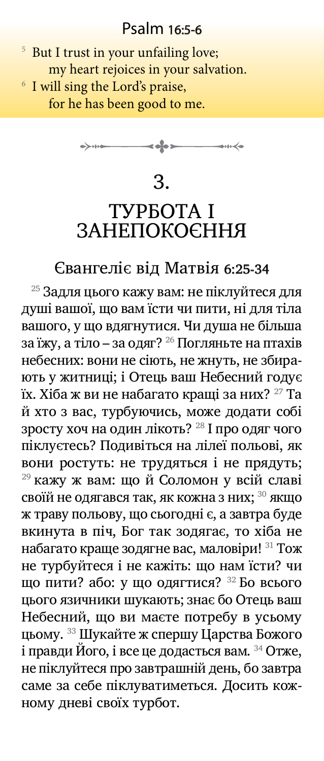## Psalm 16:5-6

[5] But I trust in your unfailing love;
my heart rejoices in your salvation.
[6] I will sing the Lord's praise,
for he has been good to me.

# 3.
# ТУРБОТА І ЗАНЕПОКОЄННЯ

## Євангеліє від Матвія 6:25-34

[25] Задля цього кажу вам: не піклуйтеся для душі вашої, що вам їсти чи пити, ні для тіла вашого, у що вдягнутися. Чи душа не більша за їжу, а тіло – за одяг? [26] Погляньте на птахів небесних: вони не сіють, не жнуть, не збирають у житниці; і Отець ваш Небесний годує їх. Хіба ж ви не набагато кращі за них? [27] Та й хто з вас, турбуючись, може додати собі зросту хоч на один лікоть? [28] І про одяг чого піклуєтесь? Подивіться на лілеї польові, як вони ростуть: не трудяться і не прядуть; [29] кажу ж вам: що й Соломон у всій славі своїй не одягався так, як кожна з них; [30] якщо ж траву польову, що сьогодні є, а завтра буде вкинута в піч, Бог так зодягає, то хіба не набагато краще зодягне вас, маловіри! [31] Тож не турбуйтеся і не кажіть: що нам їсти? чи що пити? або: у що одягтися? [32] Бо всього цього язичники шукають; знає бо Отець ваш Небесний, що ви маєте потребу в усьому цьому. [33] Шукайте ж спершу Царства Божого і правди Його, і все це додасться вам. [34] Отже, не піклуйтеся про завтрашній день, бо завтра саме за себе піклуватиметься. Досить кожному дневі своїх турбот.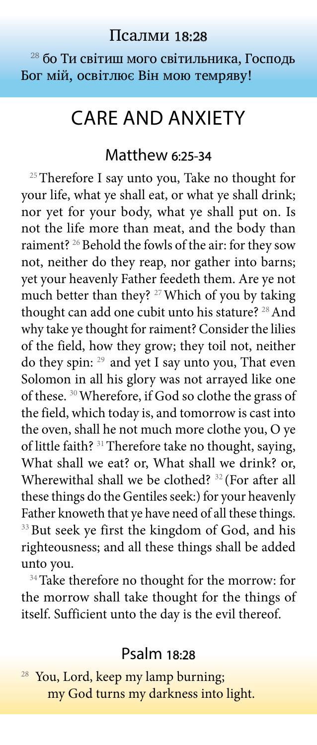### Псалми 18:28

[28] бо Ти світиш мого світильника, Господь Бог мій, освітлює Він мою темряву!

# CARE AND ANXIETY

### Matthew 6:25-34

[25] Therefore I say unto you, Take no thought for your life, what ye shall eat, or what ye shall drink; nor yet for your body, what ye shall put on. Is not the life more than meat, and the body than raiment? [26] Behold the fowls of the air: for they sow not, neither do they reap, nor gather into barns; yet your heavenly Father feedeth them. Are ye not much better than they? [27] Which of you by taking thought can add one cubit unto his stature? [28] And why take ye thought for raiment? Consider the lilies of the field, how they grow; they toil not, neither do they spin: [29] and yet I say unto you, That even Solomon in all his glory was not arrayed like one of these. [30] Wherefore, if God so clothe the grass of the field, which today is, and tomorrow is cast into the oven, shall he not much more clothe you, O ye of little faith? [31] Therefore take no thought, saying, What shall we eat? or, What shall we drink? or, Wherewithal shall we be clothed? [32] (For after all these things do the Gentiles seek:) for your heavenly Father knoweth that ye have need of all these things. [33] But seek ye first the kingdom of God, and his righteousness; and all these things shall be added unto you.

[34] Take therefore no thought for the morrow: for the morrow shall take thought for the things of itself. Sufficient unto the day is the evil thereof.

### Psalm 18:28

[28] You, Lord, keep my lamp burning;
my God turns my darkness into light.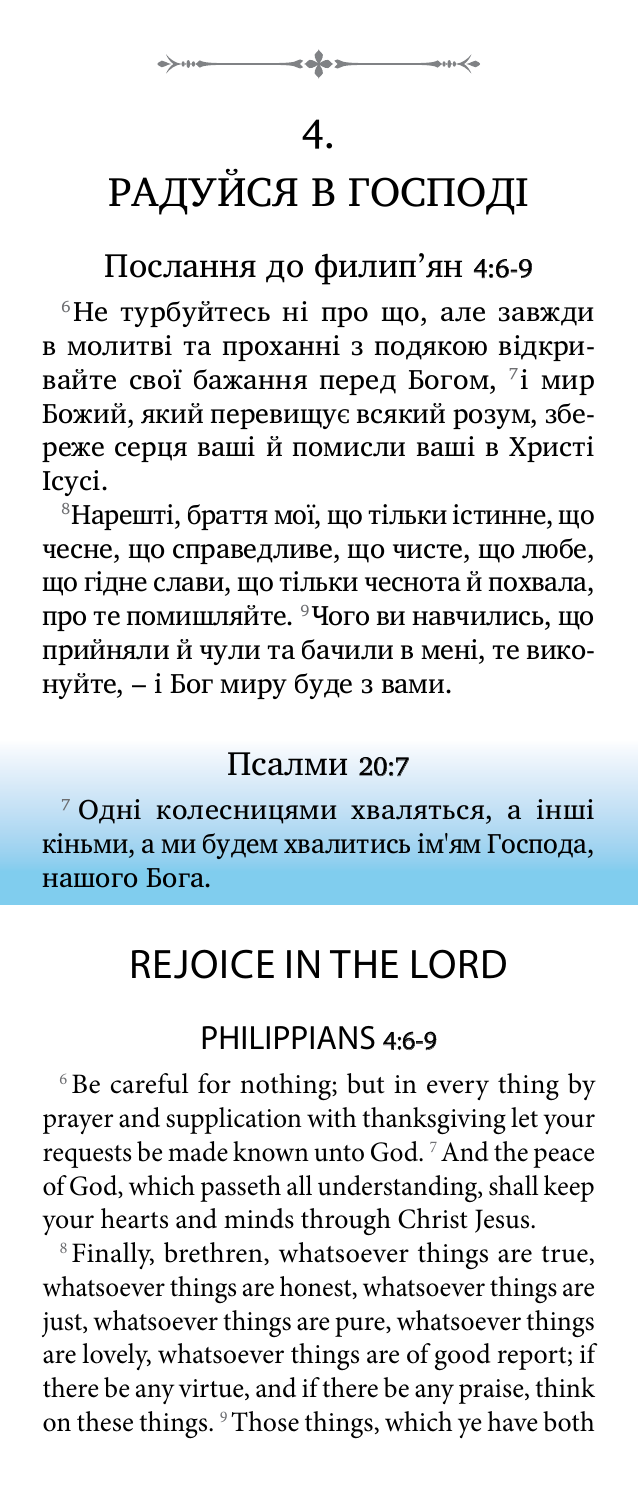# 4.

# РАДУЙСЯ В ГОСПОДІ

## Послання до филип'ян 4:6-9

[6]Не турбуйтесь ні про що, але завжди в молитві та проханні з подякою відкривайте свої бажання перед Богом, [7]і мир Божий, який перевищує всякий розум, збереже серця ваші й помисли ваші в Христі Ісусі.

[8]Нарешті, браття мої, що тільки істинне, що чесне, що справедливе, що чисте, що любе, що гідне слави, що тільки чеснота й похвала, про те помишляйте. [9]Чого ви навчились, що прийняли й чули та бачили в мені, те виконуйте, – і Бог миру буде з вами.

## Псалми 20:7

[7] Одні колесницями хваляться, а інші кіньми, а ми будем хвалитись ім'ям Господа, нашого Бога.

# REJOICE IN THE LORD

## PHILIPPIANS 4:6-9

[6] Be careful for nothing; but in every thing by prayer and supplication with thanksgiving let your requests be made known unto God. [7] And the peace of God, which passeth all understanding, shall keep your hearts and minds through Christ Jesus.

[8] Finally, brethren, whatsoever things are true, whatsoever things are honest, whatsoever things are just, whatsoever things are pure, whatsoever things are lovely, whatsoever things are of good report; if there be any virtue, and if there be any praise, think on these things. [9] Those things, which ye have both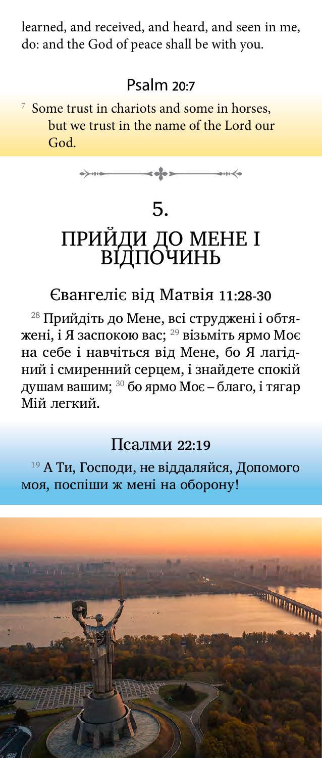learned, and received, and heard, and seen in me, do: and the God of peace shall be with you.

### Psalm 20:7

7 Some trust in chariots and some in horses, but we trust in the name of the Lord our God.

## 5.
## ПРИЙДИ ДО МЕНЕ І ВІДПОЧИНЬ

### Євангеліє від Матвія 11:28-30

28 Прийдіть до Мене, всі струджені і обтяжені, і Я заспокою вас; 29 візьміть ярмо Моє на себе і навчіться від Мене, бо Я лагідний і смиренний серцем, і знайдете спокій душам вашим; 30 бо ярмо Моє – благо, і тягар Мій легкий.

### Псалми 22:19

19 А Ти, Господи, не віддаляйся, Допомого моя, поспіши ж мені на оборону!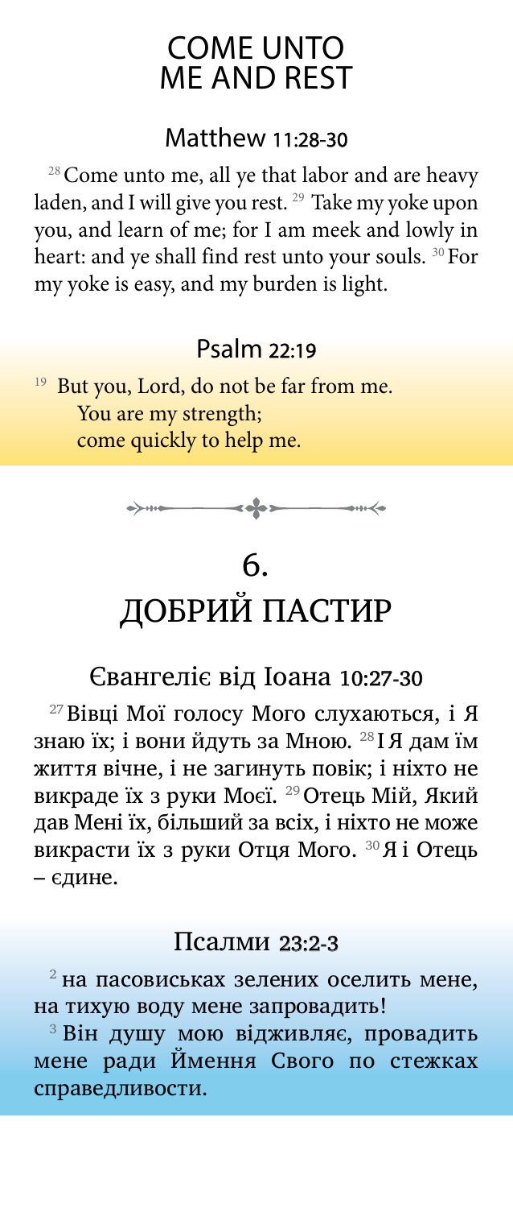# COME UNTO ME AND REST

## Matthew 11:28-30

[28] Come unto me, all ye that labor and are heavy laden, and I will give you rest. [29] Take my yoke upon you, and learn of me; for I am meek and lowly in heart: and ye shall find rest unto your souls. [30] For my yoke is easy, and my burden is light.

## Psalm 22:19

[19] But you, Lord, do not be far from me.
You are my strength;
come quickly to help me.

# 6. ДОБРИЙ ПАСТИР

## Євангеліє від Іоана 10:27-30

[27] Вівці Мої голосу Мого слухаються, і Я знаю їх; і вони йдуть за Мною. [28] І Я дам їм життя вічне, і не загинуть повік; і ніхто не викраде їх з руки Моєї. [29] Отець Мій, Який дав Мені їх, більший за всіх, і ніхто не може викрасти їх з руки Отця Мого. [30] Я і Отець – єдине.

## Псалми 23:2-3

[2] на пасовиськах зелених оселить мене, на тихую воду мене запровадить!
[3] Він душу мою відживляє, провадить мене ради Ймення Свого по стежках справедливости.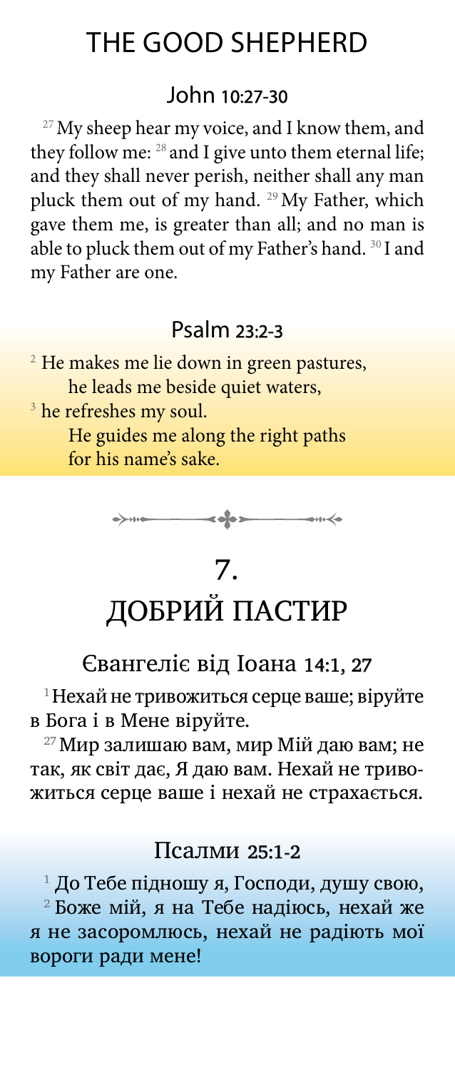# THE GOOD SHEPHERD

## John 10:27-30

[27] My sheep hear my voice, and I know them, and they follow me: [28] and I give unto them eternal life; and they shall never perish, neither shall any man pluck them out of my hand. [29] My Father, which gave them me, is greater than all; and no man is able to pluck them out of my Father's hand. [30] I and my Father are one.

## Psalm 23:2-3

[2] He makes me lie down in green pastures,
he leads me beside quiet waters,
[3] he refreshes my soul.
He guides me along the right paths
for his name's sake.

# 7. ДОБРИЙ ПАСТИР

## Євангеліє від Іоана 14:1, 27

[1] Нехай не тривожиться серце ваше; віруйте в Бога і в Мене віруйте.

[27] Мир залишаю вам, мир Мій даю вам; не так, як світ дає, Я даю вам. Нехай не тривожиться серце ваше і нехай не страхається.

## Псалми 25:1-2

[1] До Тебе підношу я, Господи, душу свою, [2] Боже мій, я на Тебе надіюсь, нехай же я не засоромлюсь, нехай не радіють мої вороги ради мене!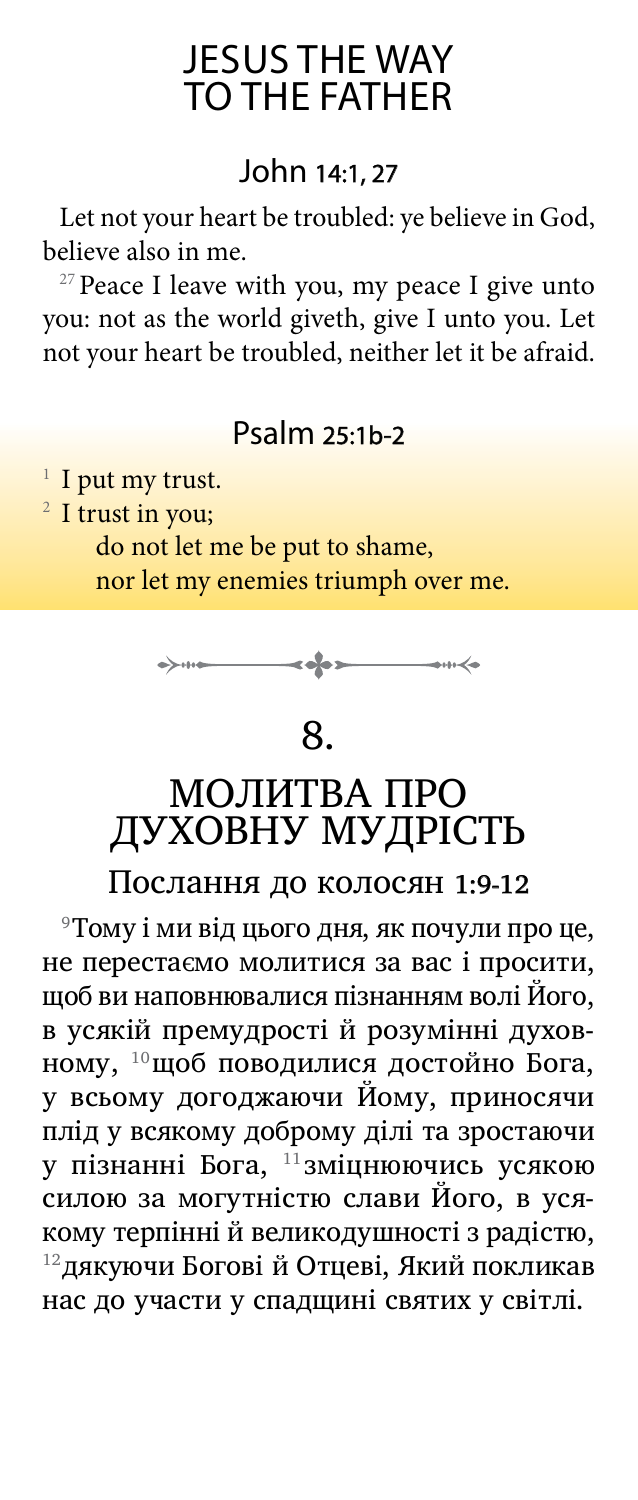# JESUS THE WAY TO THE FATHER

## John 14:1, 27

Let not your heart be troubled: ye believe in God, believe also in me.

[27] Peace I leave with you, my peace I give unto you: not as the world giveth, give I unto you. Let not your heart be troubled, neither let it be afraid.

## Psalm 25:1b-2

[1] I put my trust.
[2] I trust in you;
do not let me be put to shame,
nor let my enemies triumph over me.

# 8.

# МОЛИТВА ПРО ДУХОВНУ МУДРІСТЬ

## Послання до колосян 1:9-12

[9]Тому і ми від цього дня, як почули про це, не перестаємо молитися за вас і просити, щоб ви наповнювалися пізнанням волі Його, в усякій премудрості й розумінні духовному, [10]щоб поводилися достойно Бога, у всьому догоджаючи Йому, приносячи плід у всякому доброму ділі та зростаючи у пізнанні Бога, [11]зміцнюючись усякою силою за могутністю слави Його, в усякому терпінні й великодушності з радістю, [12]дякуючи Богові й Отцеві, Який покликав нас до участи у спадщині святих у світлі.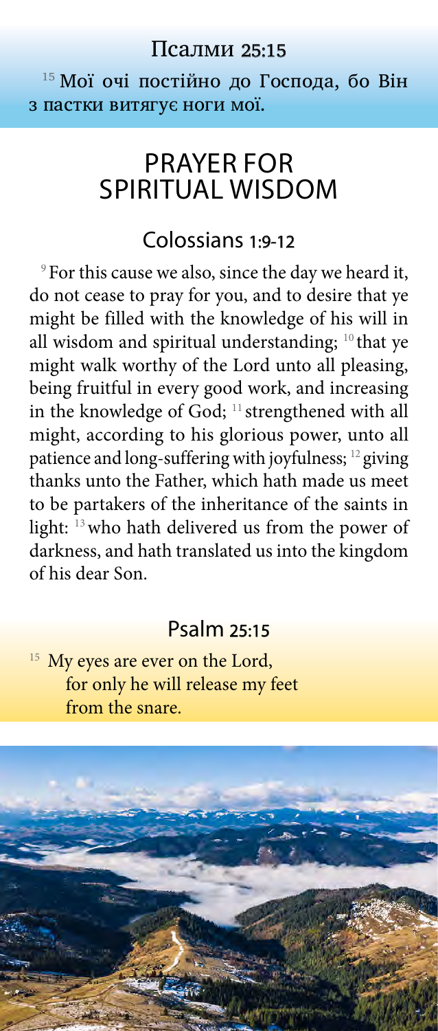## Псалми 25:15

[15] Мої очі постійно до Господа, бо Він з пастки витягує ноги мої.

# PRAYER FOR SPIRITUAL WISDOM

## Colossians 1:9-12

[9] For this cause we also, since the day we heard it, do not cease to pray for you, and to desire that ye might be filled with the knowledge of his will in all wisdom and spiritual understanding; [10] that ye might walk worthy of the Lord unto all pleasing, being fruitful in every good work, and increasing in the knowledge of God; [11] strengthened with all might, according to his glorious power, unto all patience and long-suffering with joyfulness; [12] giving thanks unto the Father, which hath made us meet to be partakers of the inheritance of the saints in light: [13] who hath delivered us from the power of darkness, and hath translated us into the kingdom of his dear Son.

## Psalm 25:15

[15] My eyes are ever on the Lord,
for only he will release my feet
from the snare.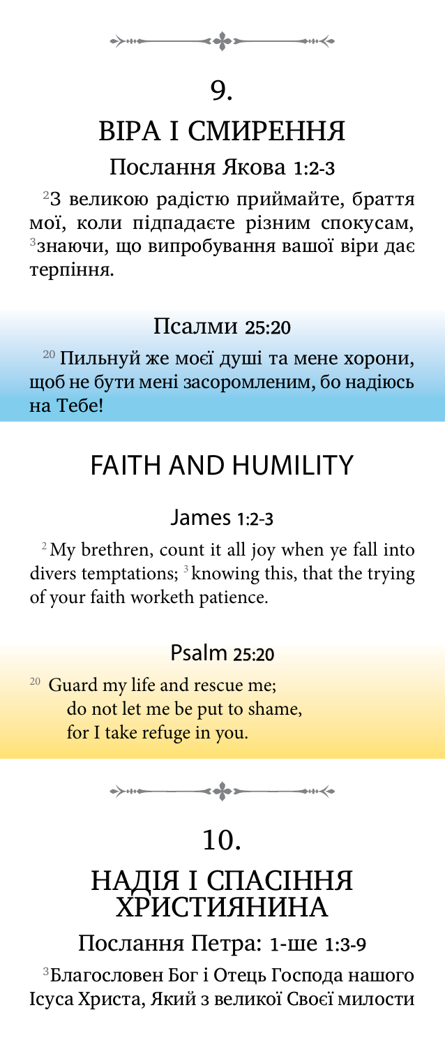# 9.

## ВІРА І СМИРЕННЯ

### Послання Якова 1:2-3

[2]З великою радістю приймайте, браття мої, коли підпадаєте різним спокусам, [3]знаючи, що випробування вашої віри дає терпіння.

### Псалми 25:20

[20] Пильнуй же моєї душі та мене хорони, щоб не бути мені засоромленим, бо надіюсь на Тебе!

## FAITH AND HUMILITY

### James 1:2-3

[2] My brethren, count it all joy when ye fall into divers temptations; [3] knowing this, that the trying of your faith worketh patience.

### Psalm 25:20

[20] Guard my life and rescue me;
do not let me be put to shame,
for I take refuge in you.

# 10.

## НАДІЯ І СПАСІННЯ ХРИСТИЯНИНА

### Послання Петра: 1-ше 1:3-9

[3]Благословен Бог і Отець Господа нашого Ісуса Христа, Який з великої Своєї милости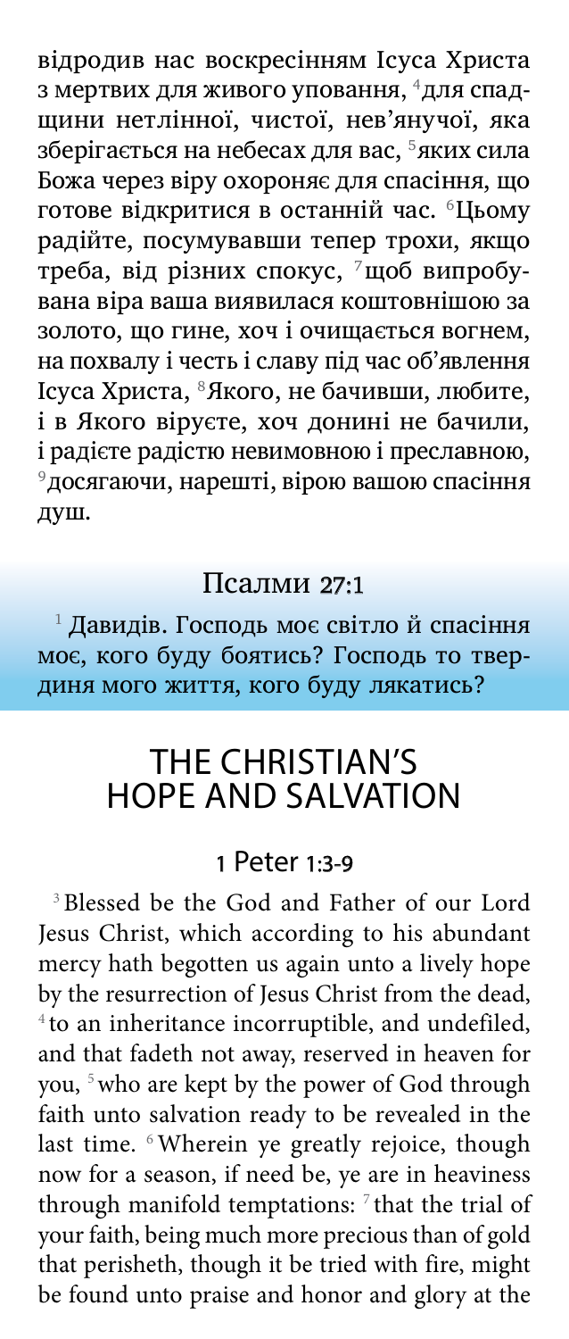відродив нас воскресінням Ісуса Христа з мертвих для живого уповання, [4]для спадщини нетлінної, чистої, нев'янучої, яка зберігається на небесах для вас, [5]яких сила Божа через віру охороняє для спасіння, що готове відкритися в останній час. [6]Цьому радійте, посумувавши тепер трохи, якщо треба, від різних спокус, [7]щоб випробувана віра ваша виявилася коштовнішою за золото, що гине, хоч і очищається вогнем, на похвалу і честь і славу під час об'явлення Ісуса Христа, [8]Якого, не бачивши, любите, і в Якого віруєте, хоч донині не бачили, і радієте радістю невимовною і преславною, [9]досягаючи, нарешті, вірою вашою спасіння душ.

## Псалми 27:1

[1] Давидів. Господь моє світло й спасіння моє, кого буду боятись? Господь то твердиня мого життя, кого буду лякатись?

# THE CHRISTIAN'S HOPE AND SALVATION

## 1 Peter 1:3-9

[3] Blessed be the God and Father of our Lord Jesus Christ, which according to his abundant mercy hath begotten us again unto a lively hope by the resurrection of Jesus Christ from the dead, [4] to an inheritance incorruptible, and undefiled, and that fadeth not away, reserved in heaven for you, [5] who are kept by the power of God through faith unto salvation ready to be revealed in the last time. [6] Wherein ye greatly rejoice, though now for a season, if need be, ye are in heaviness through manifold temptations: [7] that the trial of your faith, being much more precious than of gold that perisheth, though it be tried with fire, might be found unto praise and honor and glory at the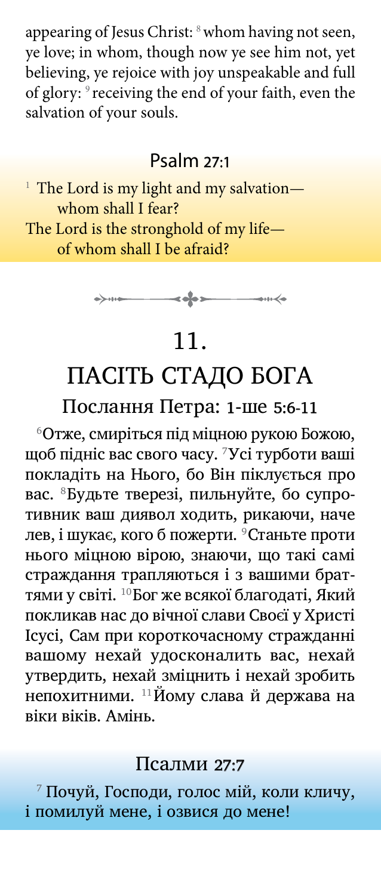appearing of Jesus Christ: [8] whom having not seen, ye love; in whom, though now ye see him not, yet believing, ye rejoice with joy unspeakable and full of glory: [9] receiving the end of your faith, even the salvation of your souls.

### Psalm 27:1

[1] The Lord is my light and my salvation—
whom shall I fear?
The Lord is the stronghold of my life—
of whom shall I be afraid?

## 11. ПАСІТЬ СТАДО БОГА

### Послання Петра: 1-ше 5:6-11

[6]Отже, смиріться під міцною рукою Божою, щоб підніс вас свого часу. [7]Усі турботи ваші покладіть на Нього, бо Він піклується про вас. [8]Будьте тверезі, пильнуйте, бо супротивник ваш диявол ходить, рикаючи, наче лев, і шукає, кого б пожерти. [9]Станьте проти нього міцною вірою, знаючи, що такі самі страждання трапляються і з вашими браттями у світі. [10]Бог же всякої благодаті, Який покликав нас до вічної слави Своєї у Христі Ісусі, Сам при короткочасному стражданні вашому нехай удосконалить вас, нехай утвердить, нехай зміцнить і нехай зробить непохитними. [11]Йому слава й держава на віки віків. Амінь.

### Псалми 27:7

[7] Почуй, Господи, голос мій, коли кличу, і помилуй мене, і озвися до мене!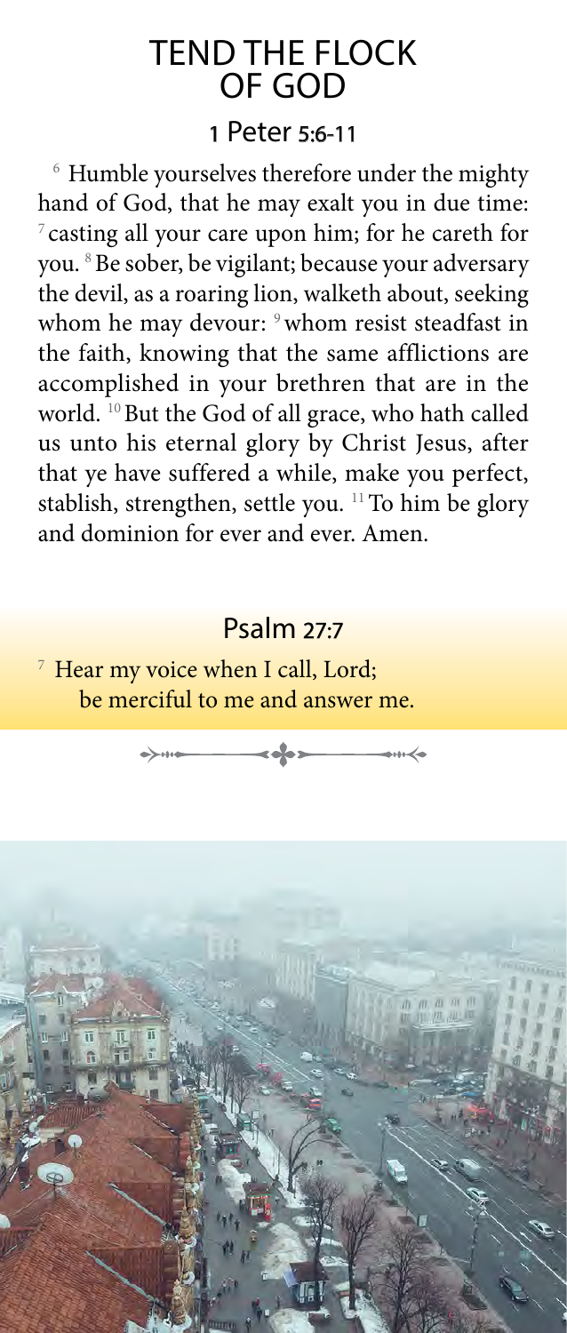# TEND THE FLOCK OF GOD

## 1 Peter 5:6-11

[6] Humble yourselves therefore under the mighty hand of God, that he may exalt you in due time: [7] casting all your care upon him; for he careth for you. [8] Be sober, be vigilant; because your adversary the devil, as a roaring lion, walketh about, seeking whom he may devour: [9] whom resist steadfast in the faith, knowing that the same afflictions are accomplished in your brethren that are in the world. [10] But the God of all grace, who hath called us unto his eternal glory by Christ Jesus, after that ye have suffered a while, make you perfect, stablish, strengthen, settle you. [11] To him be glory and dominion for ever and ever. Amen.

## Psalm 27:7

[7] Hear my voice when I call, Lord;
be merciful to me and answer me.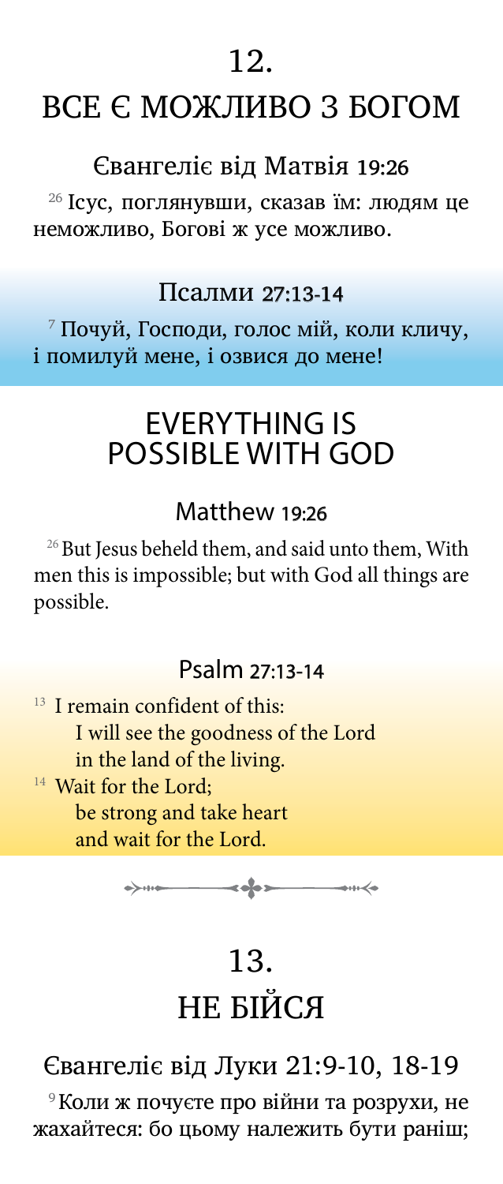# 12.

# ВСЕ Є МОЖЛИВО З БОГОМ

## Євангеліє від Матвія 19:26

[26] Ісус, поглянувши, сказав їм: людям це неможливо, Богові ж усе можливо.

## Псалми 27:13-14

[7] Почуй, Господи, голос мій, коли кличу, і помилуй мене, і озвися до мене!

# EVERYTHING IS POSSIBLE WITH GOD

## Matthew 19:26

[26] But Jesus beheld them, and said unto them, With men this is impossible; but with God all things are possible.

## Psalm 27:13-14

[13] I remain confident of this:
I will see the goodness of the Lord
in the land of the living.
[14] Wait for the Lord;
be strong and take heart
and wait for the Lord.

# 13.

# НЕ БІЙСЯ

## Євангеліє від Луки 21:9-10, 18-19

[9] Коли ж почуєте про війни та розрухи, не жахайтеся: бо цьому належить бути раніш;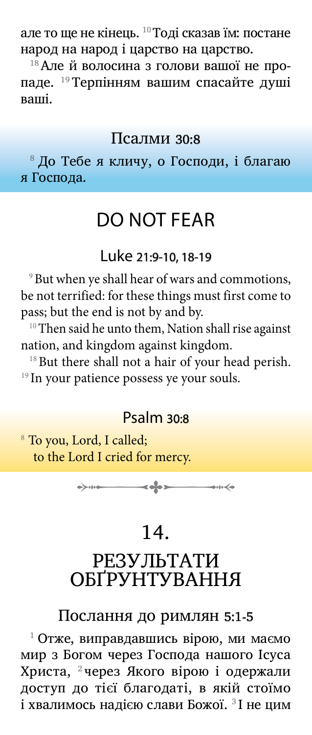але то ще не кінець. [10] Тоді сказав їм: постане народ на народ і царство на царство.

[18] Але й волосина з голови вашої не пропаде. [19] Терпінням вашим спасайте душі ваші.

### Псалми 30:8

[8] До Тебе я кличу, о Господи, і благаю я Господа.

## DO NOT FEAR

### Luke 21:9-10, 18-19

[9] But when ye shall hear of wars and commotions, be not terrified: for these things must first come to pass; but the end is not by and by.

[10] Then said he unto them, Nation shall rise against nation, and kingdom against kingdom.

[18] But there shall not a hair of your head perish. [19] In your patience possess ye your souls.

### Psalm 30:8

[8] To you, Lord, I called;
to the Lord I cried for mercy.

## 14.
## РЕЗУЛЬТАТИ ОБҐРУНТУВАННЯ

### Послання до римлян 5:1-5

[1] Отже, виправдавшись вірою, ми маємо мир з Богом через Господа нашого Ісуса Христа, [2] через Якого вірою і одержали доступ до тієї благодаті, в якій стоїмо і хвалимось надією слави Божої. [3] І не цим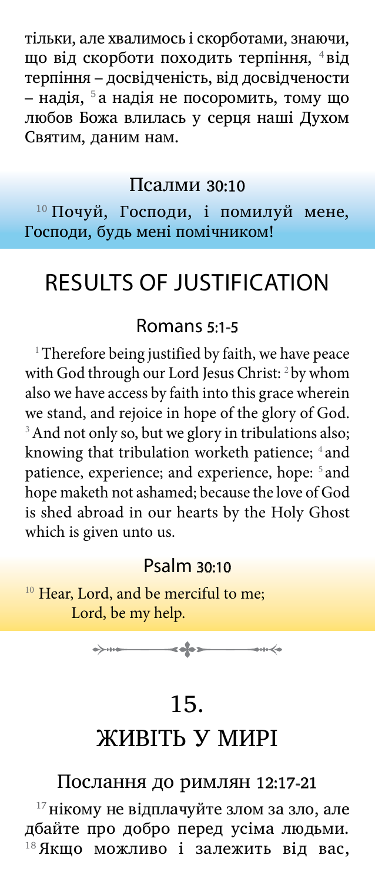тільки, але хвалимось і скорботами, знаючи, що від скорботи походить терпіння, [4] від терпіння – досвідченість, від досвідчености – надія, [5] а надія не посоромить, тому що любов Божа влилась у серця наші Духом Святим, даним нам.

### Псалми 30:10

[10] Почуй, Господи, і помилуй мене, Господи, будь мені помічником!

## RESULTS OF JUSTIFICATION

### Romans 5:1-5

[1] Therefore being justified by faith, we have peace with God through our Lord Jesus Christ: [2] by whom also we have access by faith into this grace wherein we stand, and rejoice in hope of the glory of God. [3] And not only so, but we glory in tribulations also; knowing that tribulation worketh patience; [4] and patience, experience; and experience, hope: [5] and hope maketh not ashamed; because the love of God is shed abroad in our hearts by the Holy Ghost which is given unto us.

### Psalm 30:10

[10] Hear, Lord, and be merciful to me;
Lord, be my help.

## 15.
## ЖИВІТЬ У МИРІ

### Послання до римлян 12:17-21

[17] нікому не відплачуйте злом за зло, але дбайте про добро перед усіма людьми. [18] Якщо можливо і залежить від вас,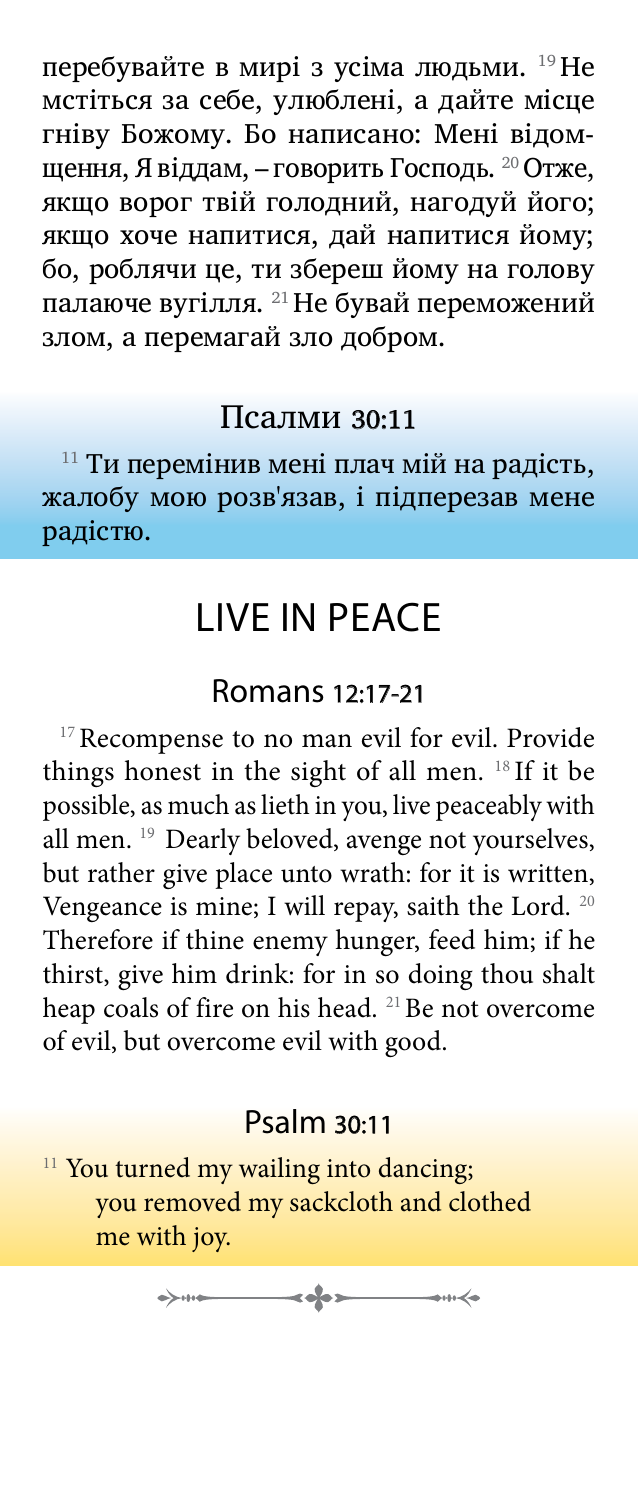перебувайте в мирі з усіма людьми. [19] Не мстіться за себе, улюблені, а дайте місце гніву Божому. Бо написано: Мені відомщення, Я віддам, – говорить Господь. [20] Отже, якщо ворог твій голодний, нагодуй його; якщо хоче напитися, дай напитися йому; бо, роблячи це, ти збереш йому на голову палаюче вугілля. [21] Не бувай переможений злом, а перемагай зло добром.

### Псалми 30:11

[11] Ти перемінив мені плач мій на радість, жалобу мою розв'язав, і підперезав мене радістю.

## LIVE IN PEACE

### Romans 12:17-21

[17] Recompense to no man evil for evil. Provide things honest in the sight of all men. [18] If it be possible, as much as lieth in you, live peaceably with all men. [19] Dearly beloved, avenge not yourselves, but rather give place unto wrath: for it is written, Vengeance is mine; I will repay, saith the Lord. [20] Therefore if thine enemy hunger, feed him; if he thirst, give him drink: for in so doing thou shalt heap coals of fire on his head. [21] Be not overcome of evil, but overcome evil with good.

### Psalm 30:11

[11] You turned my wailing into dancing;
you removed my sackcloth and clothed me with joy.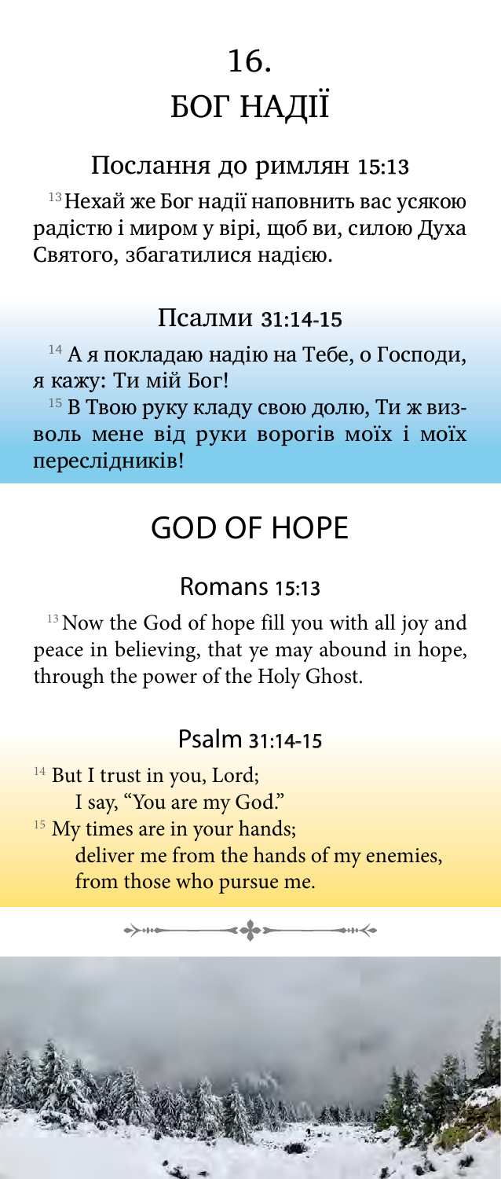# 16.
# БОГ НАДІЇ

## Послання до римлян 15:13

[13] Нехай же Бог надії наповнить вас усякою радістю і миром у вірі, щоб ви, силою Духа Святого, збагатилися надією.

## Псалми 31:14-15

[14] А я покладаю надію на Тебе, о Господи, я кажу: Ти мій Бог!

[15] В Твою руку кладу свою долю, Ти ж визволь мене від руки ворогів моїх і моїх переслідників!

# GOD OF HOPE

## Romans 15:13

[13] Now the God of hope fill you with all joy and peace in believing, that ye may abound in hope, through the power of the Holy Ghost.

## Psalm 31:14-15

[14] But I trust in you, Lord;
I say, "You are my God."
[15] My times are in your hands;
deliver me from the hands of my enemies,
from those who pursue me.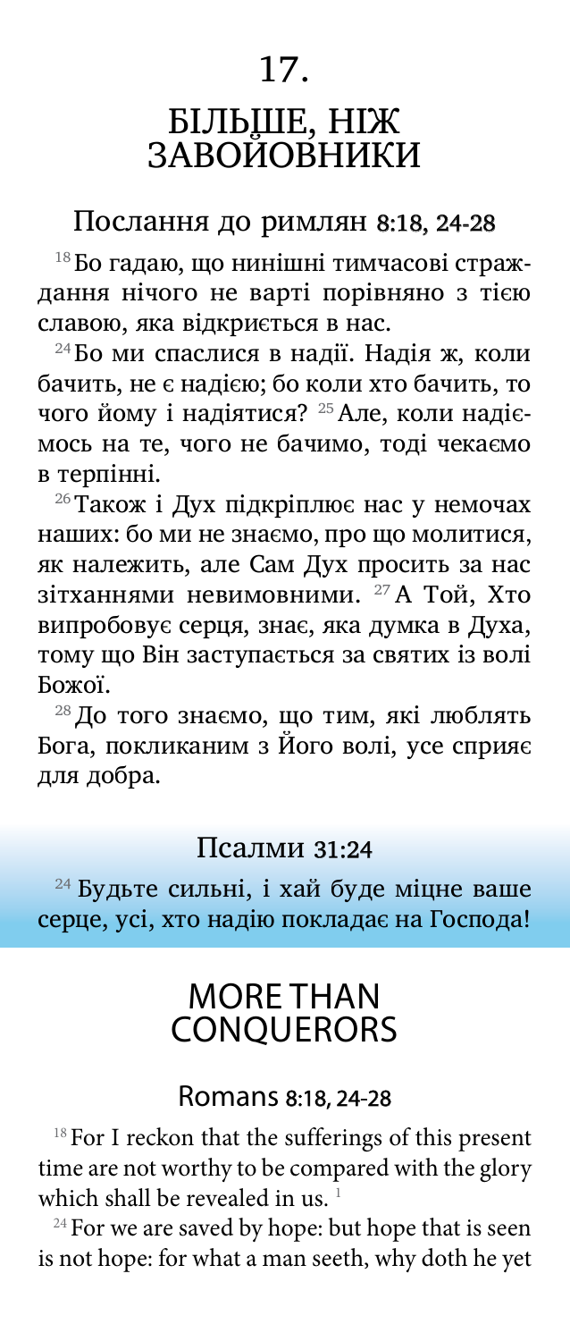# 17.

# БІЛЬШЕ, НІЖ ЗАВОЙОВНИКИ

## Послання до римлян 8:18, 24-28

[18] Бо гадаю, що нинішні тимчасові страждання нічого не варті порівняно з тією славою, яка відкриється в нас.

[24] Бо ми спаслися в надії. Надія ж, коли бачить, не є надією; бо коли хто бачить, то чого йому і надіятися? [25] Але, коли надіємось на те, чого не бачимо, тоді чекаємо в терпінні.

[26] Також і Дух підкріплює нас у немочах наших: бо ми не знаємо, про що молитися, як належить, але Сам Дух просить за нас зітханнями невимовними. [27] А Той, Хто випробовує серця, знає, яка думка в Духа, тому що Він заступається за святих із волі Божої.

[28] До того знаємо, що тим, які люблять Бога, покликаним з Його волі, усе сприяє для добра.

## Псалми 31:24

[24] Будьте сильні, і хай буде міцне ваше серце, усі, хто надію покладає на Господа!

# MORE THAN CONQUERORS

## Romans 8:18, 24-28

[18] For I reckon that the sufferings of this present time are not worthy to be compared with the glory which shall be revealed in us. [1]

[24] For we are saved by hope: but hope that is seen is not hope: for what a man seeth, why doth he yet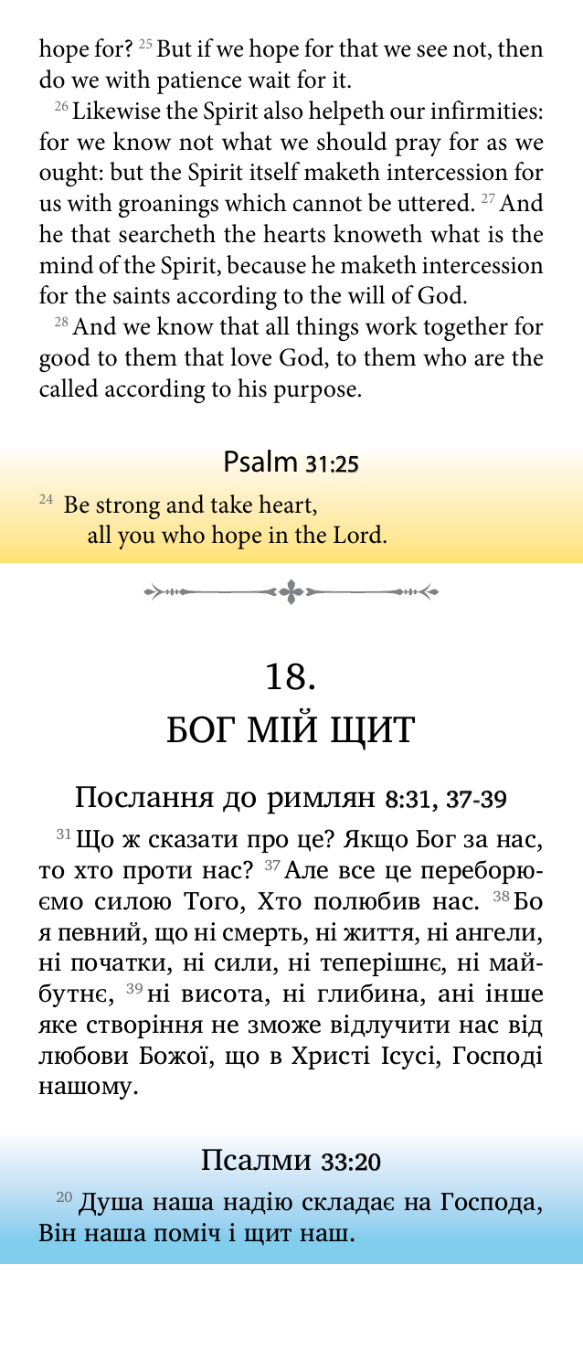hope for? [25] But if we hope for that we see not, then do we with patience wait for it.

[26] Likewise the Spirit also helpeth our infirmities: for we know not what we should pray for as we ought: but the Spirit itself maketh intercession for us with groanings which cannot be uttered. [27] And he that searcheth the hearts knoweth what is the mind of the Spirit, because he maketh intercession for the saints according to the will of God.

[28] And we know that all things work together for good to them that love God, to them who are the called according to his purpose.

### Psalm 31:25

[24] Be strong and take heart,
all you who hope in the Lord.

# 18.
# БОГ МІЙ ЩИТ

### Послання до римлян 8:31, 37-39

[31] Що ж сказати про це? Якщо Бог за нас, то хто проти нас? [37] Але все це переборюємо силою Того, Хто полюбив нас. [38] Бо я певний, що ні смерть, ні життя, ні ангели, ні початки, ні сили, ні теперішнє, ні майбутнє, [39] ні висота, ні глибина, ані інше яке створіння не зможе відлучити нас від любови Божої, що в Христі Ісусі, Господі нашому.

### Псалми 33:20

[20] Душа наша надію складає на Господа, Він наша поміч і щит наш.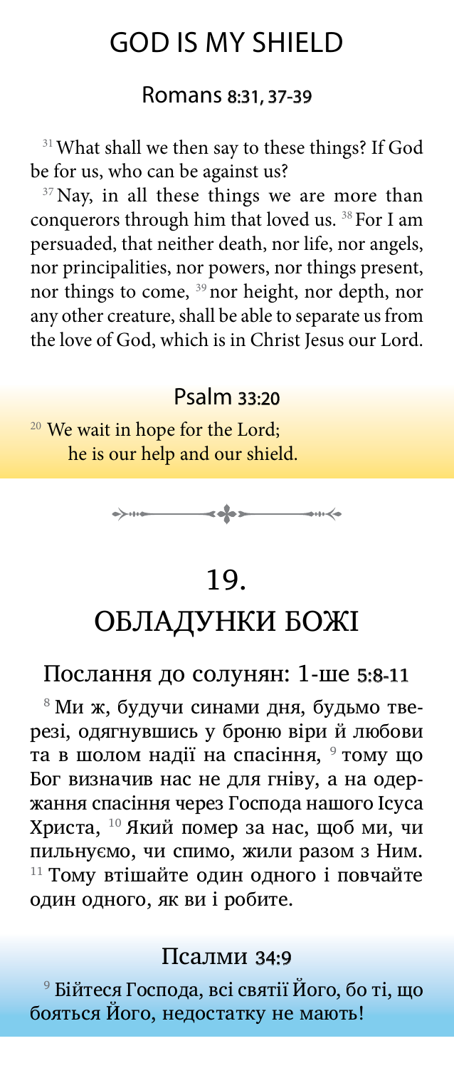# GOD IS MY SHIELD

## Romans 8:31, 37-39

[31] What shall we then say to these things? If God be for us, who can be against us?

[37] Nay, in all these things we are more than conquerors through him that loved us. [38] For I am persuaded, that neither death, nor life, nor angels, nor principalities, nor powers, nor things present, nor things to come, [39] nor height, nor depth, nor any other creature, shall be able to separate us from the love of God, which is in Christ Jesus our Lord.

## Psalm 33:20

[20] We wait in hope for the Lord;
he is our help and our shield.

# 19.
# ОБЛАДУНКИ БОЖІ

## Послання до солунян: 1-ше 5:8-11

[8] Ми ж, будучи синами дня, будьмо тверезі, одягнувшись у броню віри й любови та в шолом надії на спасіння, [9] тому що Бог визначив нас не для гніву, а на одержання спасіння через Господа нашого Ісуса Христа, [10] Який помер за нас, щоб ми, чи пильнуємо, чи спимо, жили разом з Ним. [11] Тому втішайте один одного і повчайте один одного, як ви і робите.

## Псалми 34:9

[9] Бійтеся Господа, всі святії Його, бо ті, що бояться Його, недостатку не мають!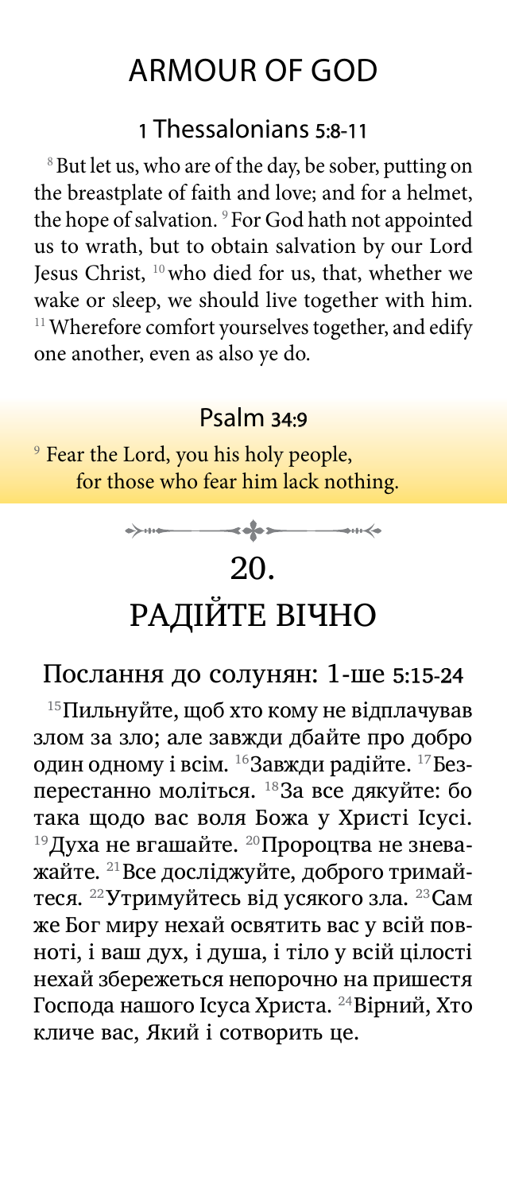# ARMOUR OF GOD

## 1 Thessalonians 5:8-11

[8] But let us, who are of the day, be sober, putting on the breastplate of faith and love; and for a helmet, the hope of salvation. [9] For God hath not appointed us to wrath, but to obtain salvation by our Lord Jesus Christ, [10] who died for us, that, whether we wake or sleep, we should live together with him. [11] Wherefore comfort yourselves together, and edify one another, even as also ye do.

## Psalm 34:9

[9] Fear the Lord, you his holy people,
for those who fear him lack nothing.

# 20.
# РАДІЙТЕ ВІЧНО

## Послання до солунян: 1-ше 5:15-24

[15] Пильнуйте, щоб хто кому не відплачував злом за зло; але завжди дбайте про добро один одному і всім. [16] Завжди радійте. [17] Безперестанно моліться. [18] За все дякуйте: бо така щодо вас воля Божа у Христі Ісусі. [19] Духа не вгашайте. [20] Пророцтва не зневажайте. [21] Все досліджуйте, доброго тримайтеся. [22] Утримуйтесь від усякого зла. [23] Сам же Бог миру нехай освятить вас у всій повноті, і ваш дух, і душа, і тіло у всій цілості нехай збережеться непорочно на пришестя Господа нашого Ісуса Христа. [24] Вірний, Хто кличе вас, Який і сотворить це.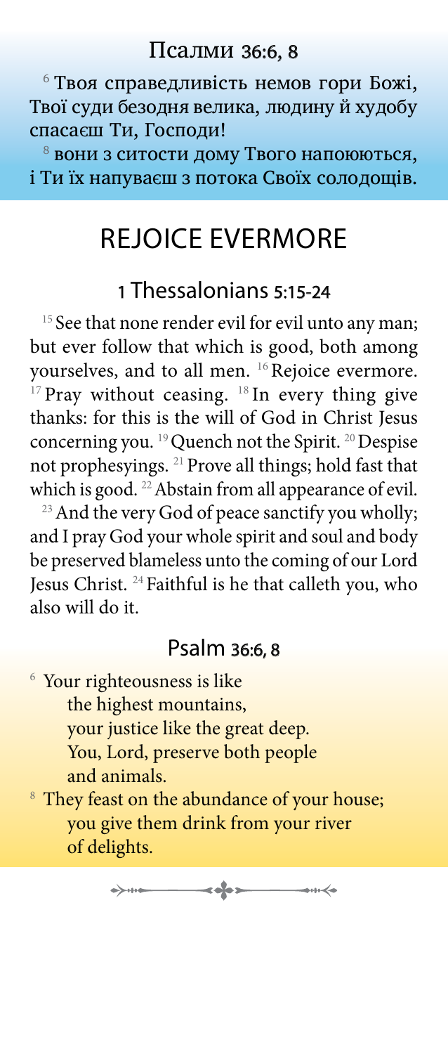## Псалми 36:6, 8

[6] Твоя справедливість немов гори Божі, Твої суди безодня велика, людину й худобу спасаєш Ти, Господи!

[8] вони з ситости дому Твого напоюються, і Ти їх напуваєш з потока Своїх солодощів.

# REJOICE EVERMORE

## 1 Thessalonians 5:15-24

[15] See that none render evil for evil unto any man; but ever follow that which is good, both among yourselves, and to all men. [16] Rejoice evermore. [17] Pray without ceasing. [18] In every thing give thanks: for this is the will of God in Christ Jesus concerning you. [19] Quench not the Spirit. [20] Despise not prophesyings. [21] Prove all things; hold fast that which is good. [22] Abstain from all appearance of evil.

[23] And the very God of peace sanctify you wholly; and I pray God your whole spirit and soul and body be preserved blameless unto the coming of our Lord Jesus Christ. [24] Faithful is he that calleth you, who also will do it.

## Psalm 36:6, 8

[6] Your righteousness is like
the highest mountains,
your justice like the great deep.
You, Lord, preserve both people
and animals.

[8] They feast on the abundance of your house;
you give them drink from your river
of delights.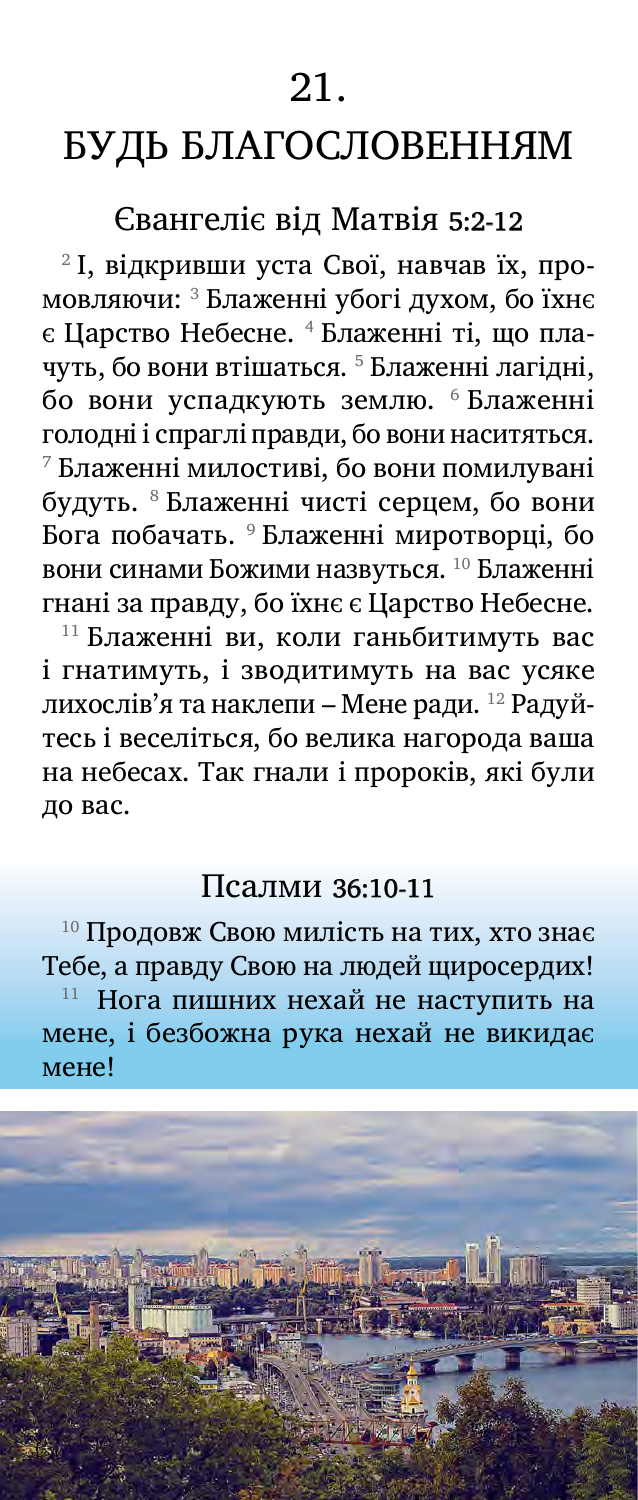# 21.

# БУДЬ БЛАГОСЛОВЕННЯМ

## Євангеліє від Матвія 5:2-12

[2] І, відкривши уста Свої, навчав їх, промовляючи: [3] Блаженні убогі духом, бо їхнє є Царство Небесне. [4] Блаженні ті, що плачуть, бо вони втішаться. [5] Блаженні лагідні, бо вони успадкують землю. [6] Блаженні голодні і спраглі правди, бо вони наситяться. [7] Блаженні милостиві, бо вони помилувані будуть. [8] Блаженні чисті серцем, бо вони Бога побачать. [9] Блаженні миротворці, бо вони синами Божими назвуться. [10] Блаженні гнані за правду, бо їхнє є Царство Небесне.

[11] Блаженні ви, коли ганьбитимуть вас і гнатимуть, і зводитимуть на вас усяке лихослів'я та наклепи – Мене ради. [12] Радуйтесь і веселіться, бо велика нагорода ваша на небесах. Так гнали і пророків, які були до вас.

## Псалми 36:10-11

[10] Продовж Свою милість на тих, хто знає Тебе, а правду Свою на людей щиросердих!

[11] Нога пишних нехай не наступить на мене, і безбожна рука нехай не викидає мене!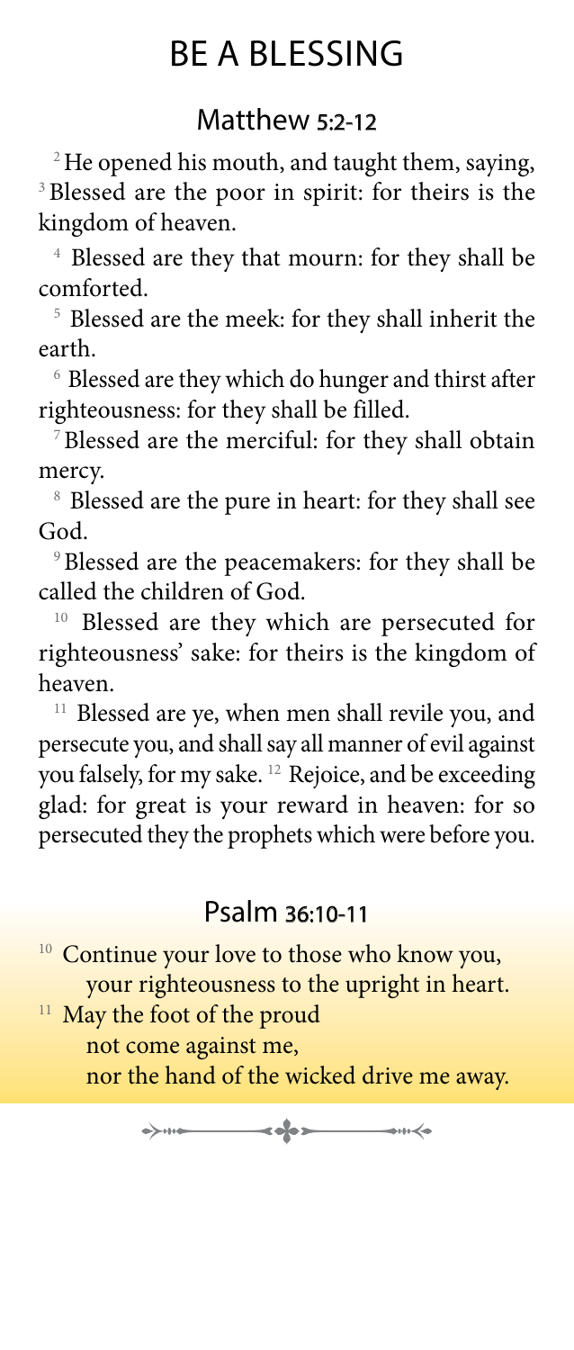# BE A BLESSING

## Matthew 5:2-12

[2] He opened his mouth, and taught them, saying, [3] Blessed are the poor in spirit: for theirs is the kingdom of heaven.

[4] Blessed are they that mourn: for they shall be comforted.

[5] Blessed are the meek: for they shall inherit the earth.

[6] Blessed are they which do hunger and thirst after righteousness: for they shall be filled.

[7] Blessed are the merciful: for they shall obtain mercy.

[8] Blessed are the pure in heart: for they shall see God.

[9] Blessed are the peacemakers: for they shall be called the children of God.

[10] Blessed are they which are persecuted for righteousness' sake: for theirs is the kingdom of heaven.

[11] Blessed are ye, when men shall revile you, and persecute you, and shall say all manner of evil against you falsely, for my sake. [12] Rejoice, and be exceeding glad: for great is your reward in heaven: for so persecuted they the prophets which were before you.

## Psalm 36:10-11

[10] Continue your love to those who know you,
your righteousness to the upright in heart.
[11] May the foot of the proud
not come against me,
nor the hand of the wicked drive me away.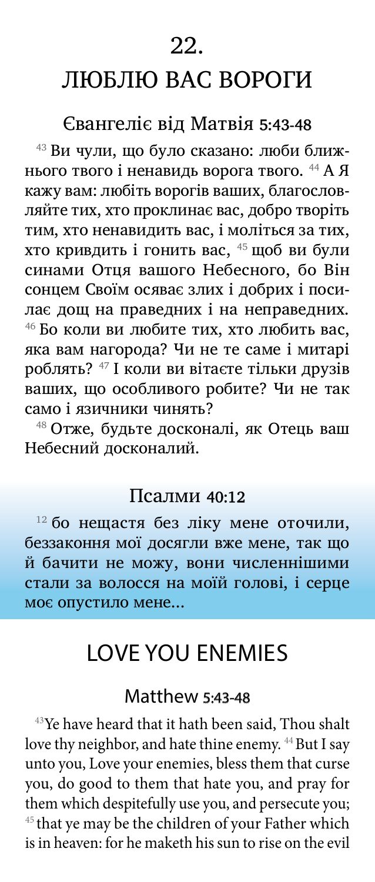# 22.

# ЛЮБЛЮ ВАС ВОРОГИ

## Євангеліє від Матвія 5:43-48

[43] Ви чули, що було сказано: люби ближнього твого і ненавидь ворога твого. [44] А Я кажу вам: любіть ворогів ваших, благословляйте тих, хто проклинає вас, добро творіть тим, хто ненавидить вас, і моліться за тих, хто кривдить і гонить вас, [45] щоб ви були синами Отця вашого Небесного, бо Він сонцем Своїм осяває злих і добрих і посилає дощ на праведних і на неправедних. [46] Бо коли ви любите тих, хто любить вас, яка вам нагорода? Чи не те саме і митарі роблять? [47] І коли ви вітаєте тільки друзів ваших, що особливого робите? Чи не так само і язичники чинять?

[48] Отже, будьте досконалі, як Отець ваш Небесний досконалий.

## Псалми 40:12

[12] бо нещастя без ліку мене оточили, беззаконня мої досягли вже мене, так що й бачити не можу, вони численнішими стали за волосся на моїй голові, і серце моє опустило мене...

# LOVE YOU ENEMIES

## Matthew 5:43-48

[43]Ye have heard that it hath been said, Thou shalt love thy neighbor, and hate thine enemy. [44] But I say unto you, Love your enemies, bless them that curse you, do good to them that hate you, and pray for them which despitefully use you, and persecute you; [45] that ye may be the children of your Father which is in heaven: for he maketh his sun to rise on the evil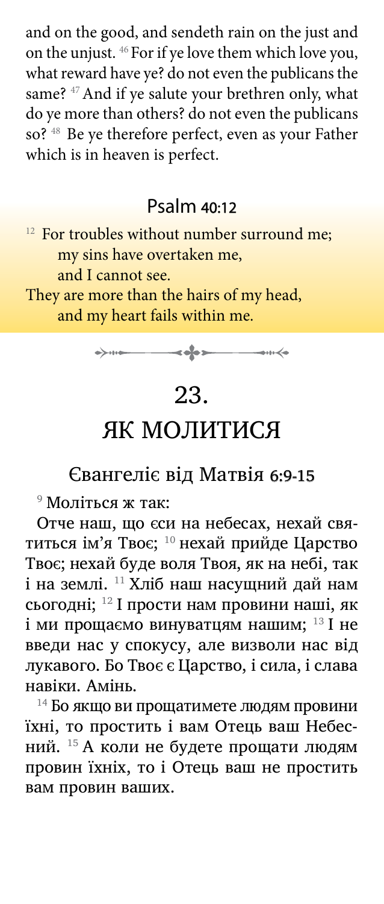and on the good, and sendeth rain on the just and on the unjust. [46] For if ye love them which love you, what reward have ye? do not even the publicans the same? [47] And if ye salute your brethren only, what do ye more than others? do not even the publicans so? [48] Be ye therefore perfect, even as your Father which is in heaven is perfect.

### Psalm 40:12

[12] For troubles without number surround me;
my sins have overtaken me,
and I cannot see.
They are more than the hairs of my head,
and my heart fails within me.

# 23.
# ЯК МОЛИТИСЯ

### Євангеліє від Матвія 6:9-15

[9] Моліться ж так:

Отче наш, що єси на небесах, нехай святиться ім'я Твоє; [10] нехай прийде Царство Твоє; нехай буде воля Твоя, як на небі, так і на землі. [11] Хліб наш насущний дай нам сьогодні; [12] І прости нам провини наші, як і ми прощаємо винуватцям нашим; [13] І не введи нас у спокусу, але визволи нас від лукавого. Бо Твоє є Царство, і сила, і слава навіки. Амінь.

[14] Бо якщо ви прощатимете людям провини їхні, то простить і вам Отець ваш Небесний. [15] А коли не будете прощати людям провин їхніх, то і Отець ваш не простить вам провин ваших.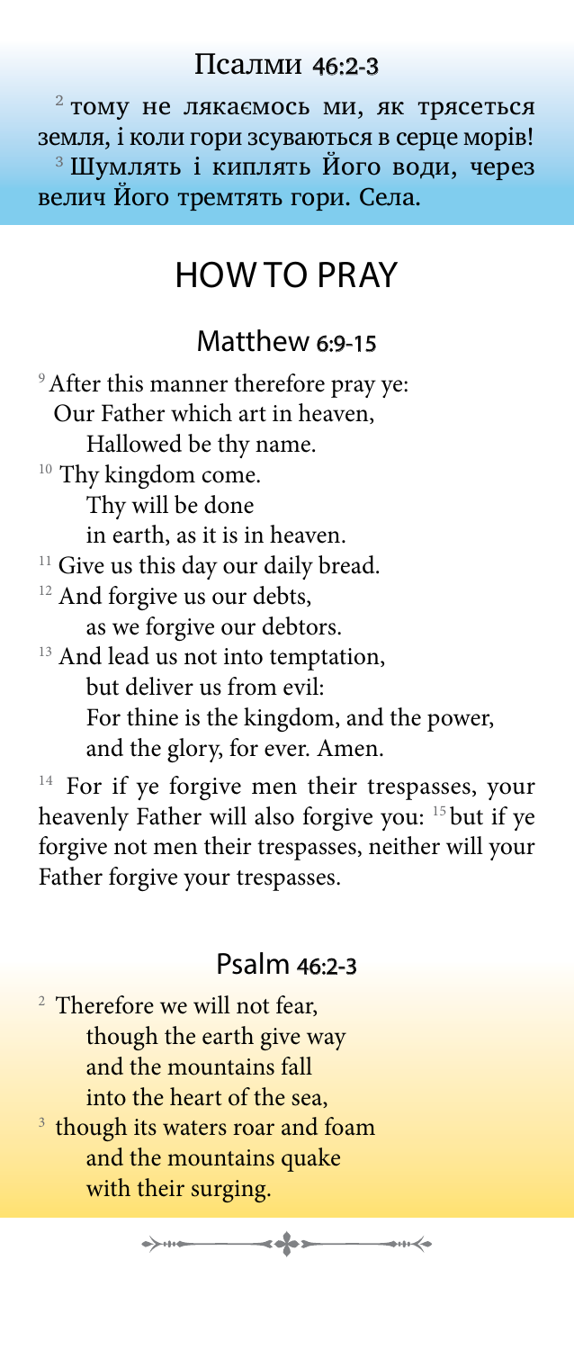## Псалми 46:2-3

[2] тому не лякаємось ми, як трясеться земля, і коли гори зсуваються в серце морів! [3] Шумлять і киплять Його води, через велич Його тремтять гори. Села.

# HOW TO PRAY

## Matthew 6:9-15

[9] After this manner therefore pray ye:
Our Father which art in heaven,
Hallowed be thy name.
[10] Thy kingdom come.
Thy will be done
in earth, as it is in heaven.
[11] Give us this day our daily bread.
[12] And forgive us our debts,
as we forgive our debtors.
[13] And lead us not into temptation,
but deliver us from evil:
For thine is the kingdom, and the power,
and the glory, for ever. Amen.

[14] For if ye forgive men their trespasses, your heavenly Father will also forgive you: [15] but if ye forgive not men their trespasses, neither will your Father forgive your trespasses.

## Psalm 46:2-3

[2] Therefore we will not fear,
though the earth give way
and the mountains fall
into the heart of the sea,
[3] though its waters roar and foam
and the mountains quake
with their surging.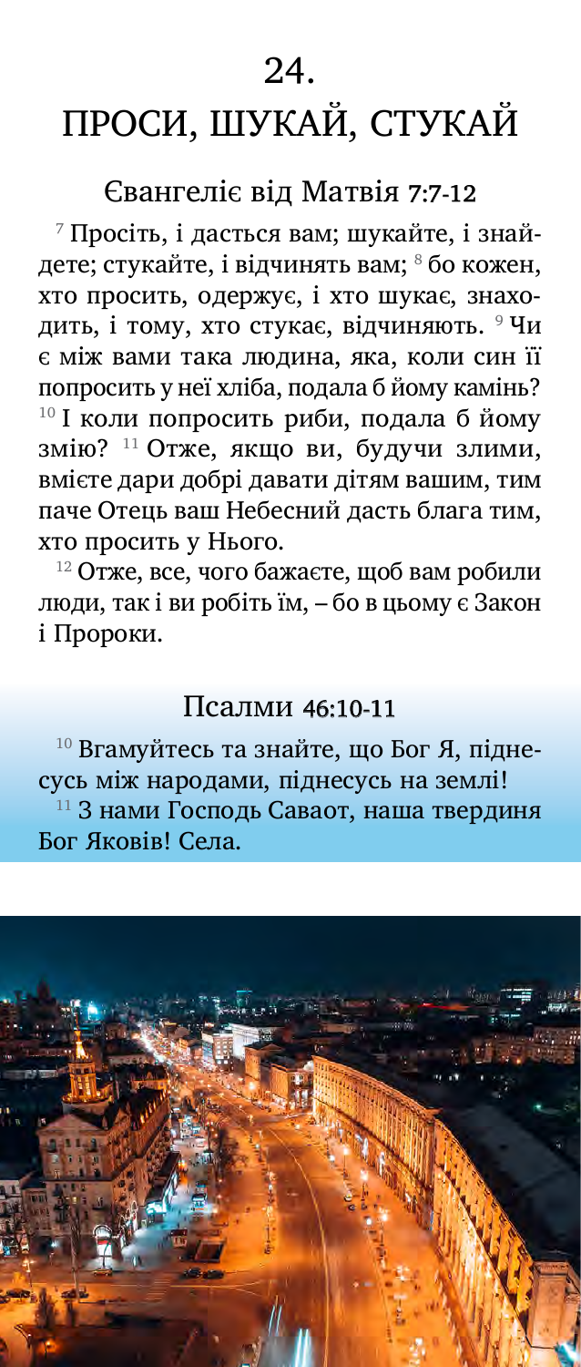# 24.

# ПРОСИ, ШУКАЙ, СТУКАЙ

## Євангеліє від Матвія 7:7-12

[7] Просіть, і дасться вам; шукайте, і знайдете; стукайте, і відчинять вам; [8] бо кожен, хто просить, одержує, і хто шукає, знаходить, і тому, хто стукає, відчиняють. [9] Чи є між вами така людина, яка, коли син її попросить у неї хліба, подала б йому камінь? [10] І коли попросить риби, подала б йому змію? [11] Отже, якщо ви, будучи злими, вмієте дари добрі давати дітям вашим, тим паче Отець ваш Небесний дасть блага тим, хто просить у Нього.

[12] Отже, все, чого бажаєте, щоб вам робили люди, так і ви робіть їм, – бо в цьому є Закон і Пророки.

## Псалми 46:10-11

[10] Вгамуйтесь та знайте, що Бог Я, піднесусь між народами, піднесусь на землі!

[11] З нами Господь Саваот, наша твердиня Бог Яковів! Села.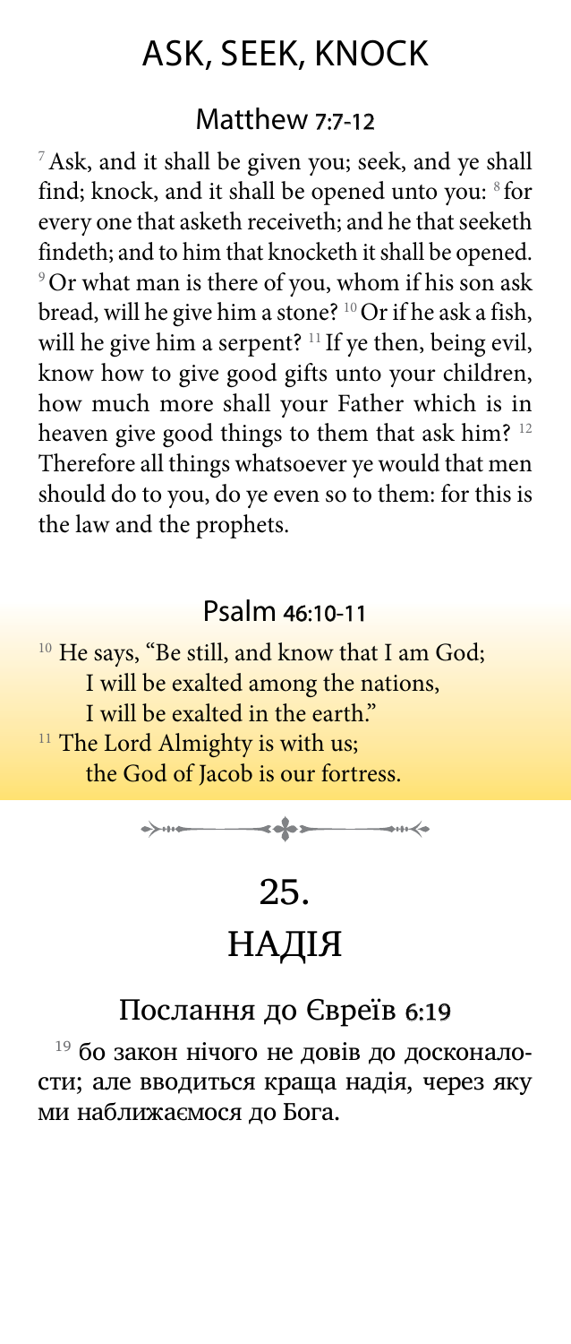# ASK, SEEK, KNOCK

## Matthew 7:7-12

[7] Ask, and it shall be given you; seek, and ye shall find; knock, and it shall be opened unto you: [8] for every one that asketh receiveth; and he that seeketh findeth; and to him that knocketh it shall be opened. [9] Or what man is there of you, whom if his son ask bread, will he give him a stone? [10] Or if he ask a fish, will he give him a serpent? [11] If ye then, being evil, know how to give good gifts unto your children, how much more shall your Father which is in heaven give good things to them that ask him? [12] Therefore all things whatsoever ye would that men should do to you, do ye even so to them: for this is the law and the prophets.

## Psalm 46:10-11

[10] He says, "Be still, and know that I am God;
I will be exalted among the nations,
I will be exalted in the earth."
[11] The Lord Almighty is with us;
the God of Jacob is our fortress.

# 25.
# НАДІЯ

## Послання до Євреїв 6:19

[19] бо закон нічого не довів до досконалости; але вводиться краща надія, через яку ми наближаємося до Бога.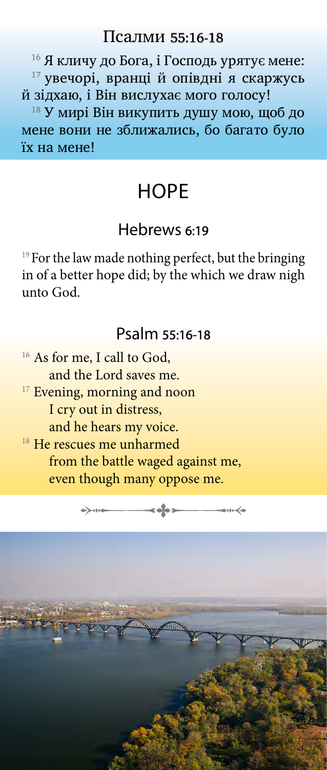## Псалми 55:16-18

[16] Я кличу до Бога, і Господь урятує мене:
[17] увечорі, вранці й опівдні я скаржусь й зідхаю, і Він вислухає мого голосу!
[18] У мирі Він викупить душу мою, щоб до мене вони не зближались, бо багато було їх на мене!

# HOPE

## Hebrews 6:19

[19] For the law made nothing perfect, but the bringing in of a better hope did; by the which we draw nigh unto God.

## Psalm 55:16-18

[16] As for me, I call to God,
and the Lord saves me.
[17] Evening, morning and noon
I cry out in distress,
and he hears my voice.
[18] He rescues me unharmed
from the battle waged against me,
even though many oppose me.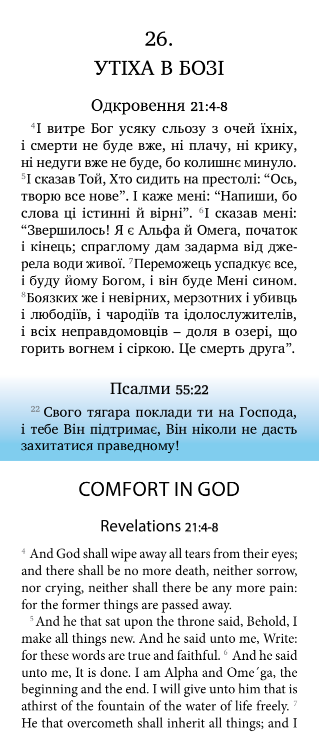# 26.

# УТІХА В БОЗІ

## Одкровення 21:4-8

[4]І витре Бог усяку сльозу з очей їхніх, і смерти не буде вже, ні плачу, ні крику, ні недуги вже не буде, бо колишнє минуло. [5]І сказав Той, Хто сидить на престолі: "Ось, творю все нове". І каже мені: "Напиши, бо слова ці істинні й вірні". [6]І сказав мені: "Звершилось! Я є Альфа й Омега, початок і кінець; спраглому дам задарма від джерела води живої. [7]Переможець успадкує все, і буду йому Богом, і він буде Мені сином. [8]Боязких же і невірних, мерзотних і убивць і любодіїв, і чародіїв та ідолослужителів, і всіх неправдомовців – доля в озері, що горить вогнем і сіркою. Це смерть друга".

## Псалми 55:22

[22] Свого тягара поклади ти на Господа, і тебе Він підтримає, Він ніколи не дасть захитатися праведному!

# COMFORT IN GOD

## Revelations 21:4-8

[4] And God shall wipe away all tears from their eyes; and there shall be no more death, neither sorrow, nor crying, neither shall there be any more pain: for the former things are passed away.

[5] And he that sat upon the throne said, Behold, I make all things new. And he said unto me, Write: for these words are true and faithful. [6] And he said unto me, It is done. I am Alpha and Ome´ga, the beginning and the end. I will give unto him that is athirst of the fountain of the water of life freely. [7] He that overcometh shall inherit all things; and I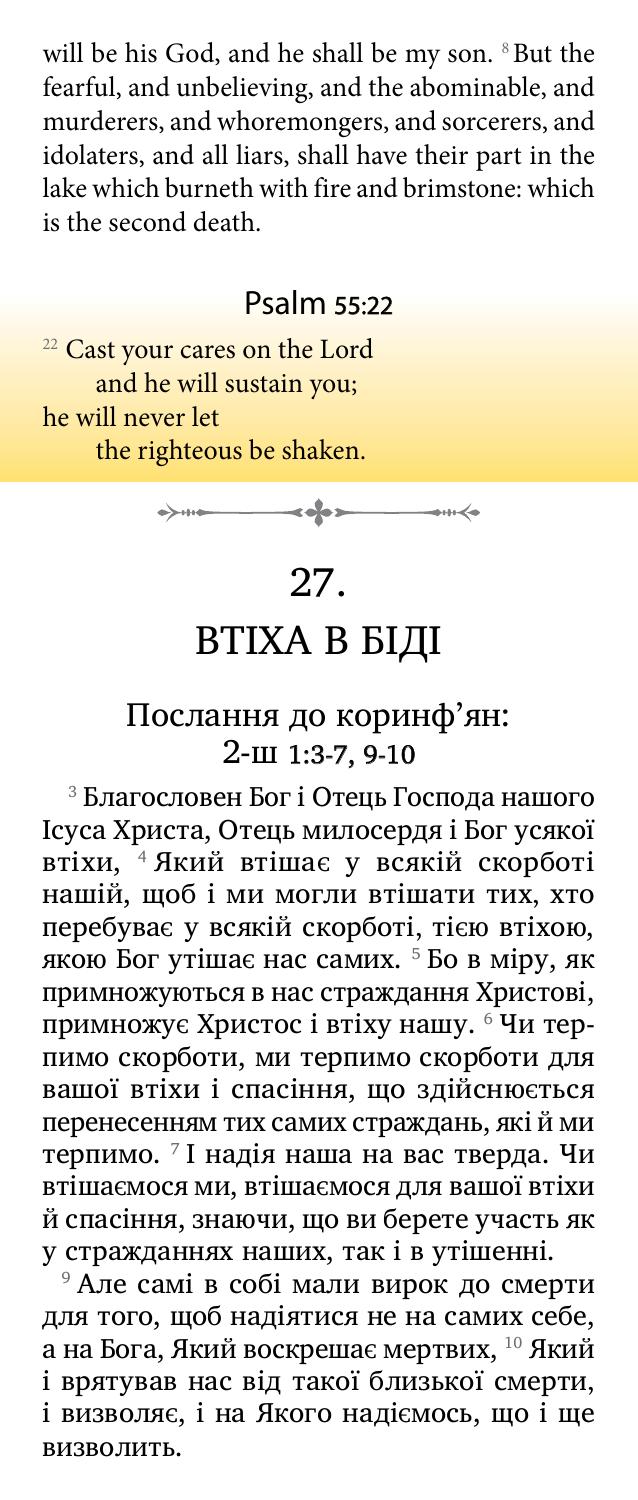will be his God, and he shall be my son. [8] But the fearful, and unbelieving, and the abominable, and murderers, and whoremongers, and sorcerers, and idolaters, and all liars, shall have their part in the lake which burneth with fire and brimstone: which is the second death.

### Psalm 55:22

[22] Cast your cares on the Lord
and he will sustain you;
he will never let
the righteous be shaken.

# 27.
# ВТІХА В БІДІ

## Послання до коринф'ян: 2-ш 1:3-7, 9-10

[3] Благословен Бог і Отець Господа нашого Ісуса Христа, Отець милосердя і Бог усякої втіхи, [4] Який втішає у всякій скорботі нашій, щоб і ми могли втішати тих, хто перебуває у всякій скорботі, тією втіхою, якою Бог утішає нас самих. [5] Бо в міру, як примножуються в нас страждання Христові, примножує Христос і втіху нашу. [6] Чи терпимо скорботи, ми терпимо скорботи для вашої втіхи і спасіння, що здійснюється перенесенням тих самих страждань, які й ми терпимо. [7] І надія наша на вас тверда. Чи втішаємося ми, втішаємося для вашої втіхи й спасіння, знаючи, що ви берете участь як у стражданнях наших, так і в утішенні.

[9] Але самі в собі мали вирок до смерти для того, щоб надіятися не на самих себе, а на Бога, Який воскрешає мертвих, [10] Який і врятував нас від такої близької смерти, і визволяє, і на Якого надіємось, що і ще визволить.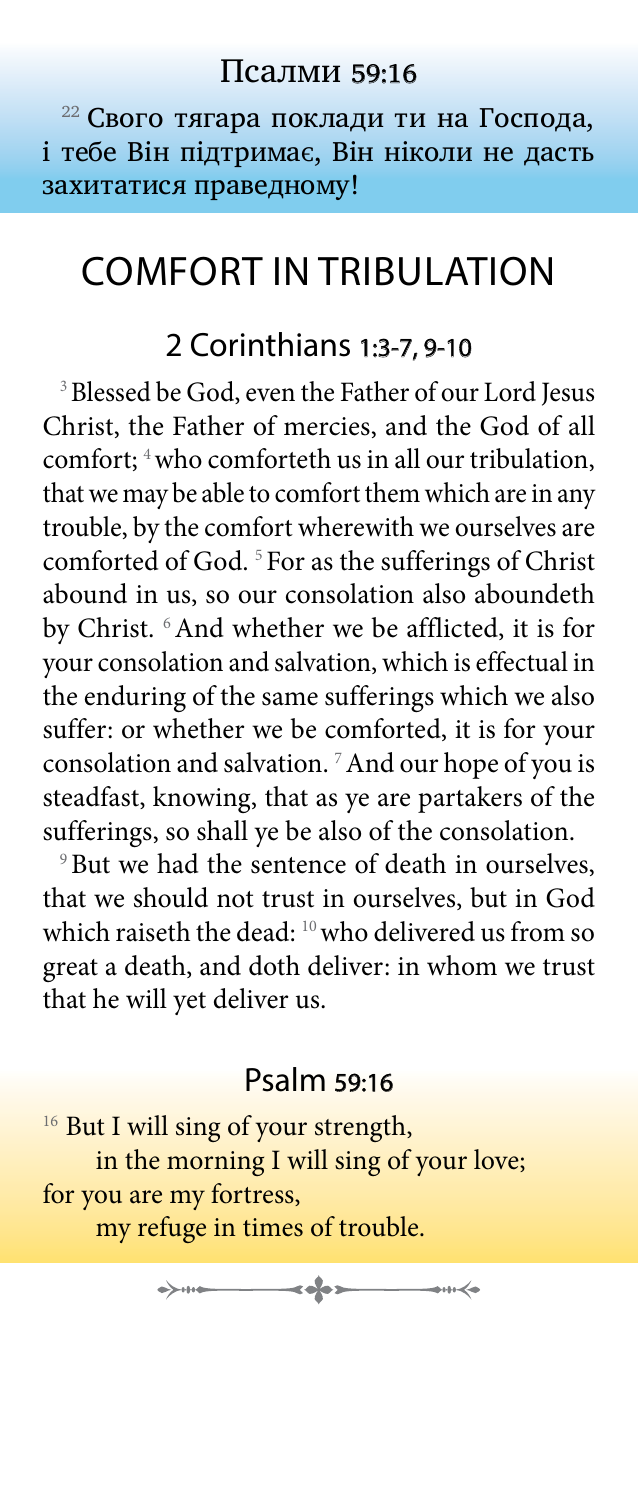## Псалми 59:16

[22] Свого тягара поклади ти на Господа, і тебе Він підтримає, Він ніколи не дасть захитатися праведному!

# COMFORT IN TRIBULATION

## 2 Corinthians 1:3-7, 9-10

[3] Blessed be God, even the Father of our Lord Jesus Christ, the Father of mercies, and the God of all comfort; [4] who comforteth us in all our tribulation, that we may be able to comfort them which are in any trouble, by the comfort wherewith we ourselves are comforted of God. [5] For as the sufferings of Christ abound in us, so our consolation also aboundeth by Christ. [6] And whether we be afflicted, it is for your consolation and salvation, which is effectual in the enduring of the same sufferings which we also suffer: or whether we be comforted, it is for your consolation and salvation. [7] And our hope of you is steadfast, knowing, that as ye are partakers of the sufferings, so shall ye be also of the consolation.

[9] But we had the sentence of death in ourselves, that we should not trust in ourselves, but in God which raiseth the dead: [10] who delivered us from so great a death, and doth deliver: in whom we trust that he will yet deliver us.

## Psalm 59:16

[16] But I will sing of your strength,
in the morning I will sing of your love;
for you are my fortress,
my refuge in times of trouble.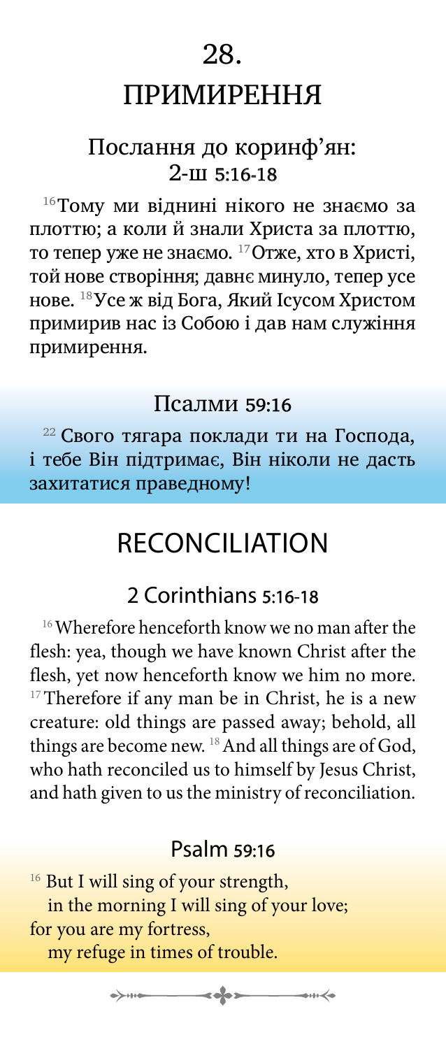# 28.
# ПРИМИРЕННЯ

## Послання до коринф'ян: 2-ш 5:16-18

[16]Тому ми віднині нікого не знаємо за плоттю; а коли й знали Христа за плоттю, то тепер уже не знаємо. [17]Отже, хто в Христі, той нове створіння; давнє минуло, тепер усе нове. [18]Усе ж від Бога, Який Ісусом Христом примирив нас із Собою і дав нам служіння примирення.

## Псалми 59:16

[22] Свого тягара поклади ти на Господа, і тебе Він підтримає, Він ніколи не дасть захитатися праведному!

# RECONCILIATION

## 2 Corinthians 5:16-18

[16] Wherefore henceforth know we no man after the flesh: yea, though we have known Christ after the flesh, yet now henceforth know we him no more. [17] Therefore if any man be in Christ, he is a new creature: old things are passed away; behold, all things are become new. [18] And all things are of God, who hath reconciled us to himself by Jesus Christ, and hath given to us the ministry of reconciliation.

## Psalm 59:16

[16] But I will sing of your strength,
in the morning I will sing of your love;
for you are my fortress,
my refuge in times of trouble.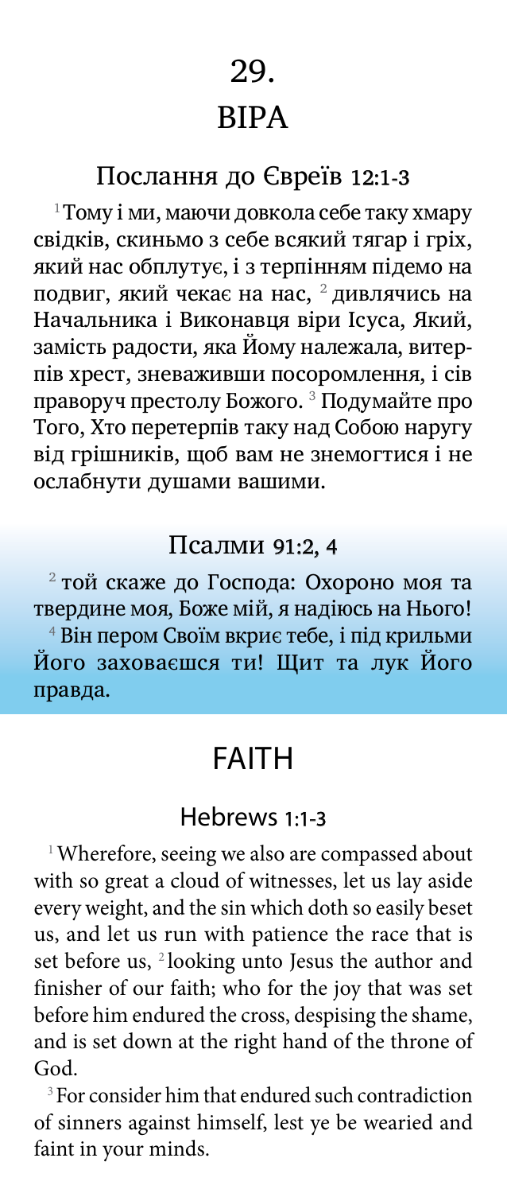# 29.

# ВІРА

## Послання до Євреїв 12:1-3

[1] Тому і ми, маючи довкола себе таку хмару свідків, скиньмо з себе всякий тягар і гріх, який нас обплутує, і з терпінням підемо на подвиг, який чекає на нас, [2] дивлячись на Начальника і Виконавця віри Ісуса, Який, замість радости, яка Йому належала, витерпів хрест, зневаживши посоромлення, і сів праворуч престолу Божого. [3] Подумайте про Того, Хто перетерпів таку над Собою наругу від грішників, щоб вам не знемогтися і не ослабнути душами вашими.

## Псалми 91:2, 4

[2] той скаже до Господа: Охороно моя та твердине моя, Боже мій, я надіюсь на Нього!
[4] Він пером Своїм вкриє тебе, і під крильми Його заховаєшся ти! Щит та лук Його правда.

# FAITH

## Hebrews 1:1-3

[1] Wherefore, seeing we also are compassed about with so great a cloud of witnesses, let us lay aside every weight, and the sin which doth so easily beset us, and let us run with patience the race that is set before us, [2] looking unto Jesus the author and finisher of our faith; who for the joy that was set before him endured the cross, despising the shame, and is set down at the right hand of the throne of God.

[3] For consider him that endured such contradiction of sinners against himself, lest ye be wearied and faint in your minds.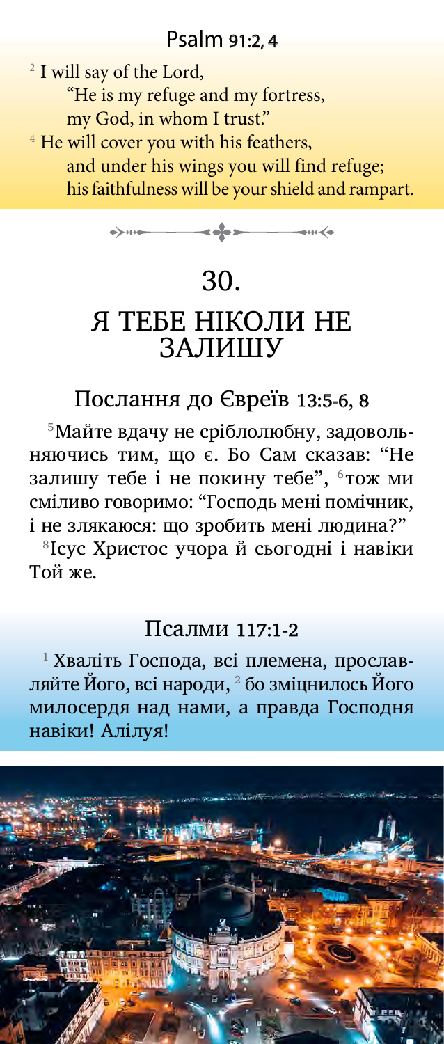## Psalm 91:2, 4

[2] I will say of the Lord,
"He is my refuge and my fortress,
my God, in whom I trust."
[4] He will cover you with his feathers,
and under his wings you will find refuge;
his faithfulness will be your shield and rampart.

# 30.
# Я ТЕБЕ НІКОЛИ НЕ ЗАЛИШУ

## Послання до Євреїв 13:5-6, 8

[5]Майте вдачу не сріблолюбну, задовольняючись тим, що є. Бо Сам сказав: "Не залишу тебе і не покину тебе", [6]тож ми сміливо говоримо: "Господь мені помічник, і не злякаюся: що зробить мені людина?"
[8]Ісус Христос учора й сьогодні і навіки Той же.

## Псалми 117:1-2

[1] Хваліть Господа, всі племена, прославляйте Його, всі народи, [2] бо зміцнилось Його милосердя над нами, а правда Господня навіки! Алілуя!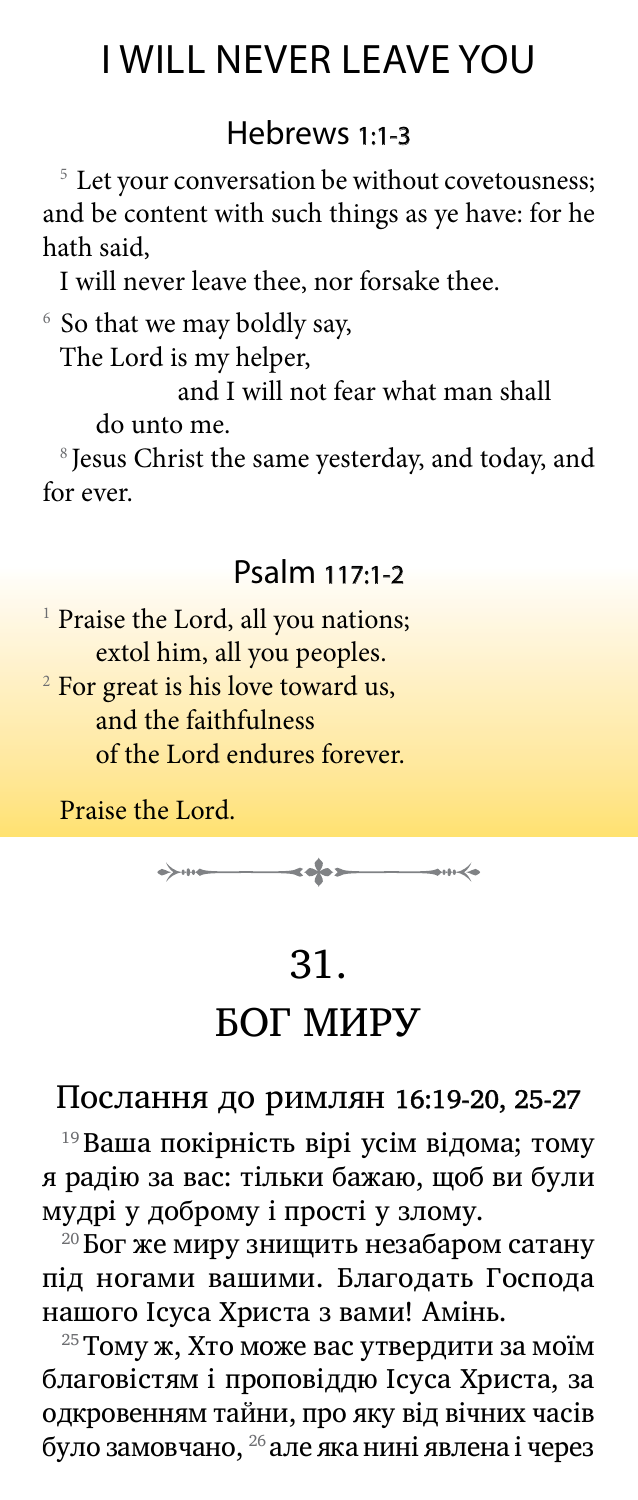# I WILL NEVER LEAVE YOU

## Hebrews 1:1-3

[5] Let your conversation be without covetousness; and be content with such things as ye have: for he hath said,

I will never leave thee, nor forsake thee.

[6] So that we may boldly say,

The Lord is my helper,

and I will not fear what man shall do unto me.

[8] Jesus Christ the same yesterday, and today, and for ever.

## Psalm 117:1-2

[1] Praise the Lord, all you nations;
extol him, all you peoples.
[2] For great is his love toward us,
and the faithfulness
of the Lord endures forever.

Praise the Lord.

# 31. БОГ МИРУ

## Послання до римлян 16:19-20, 25-27

[19] Ваша покірність вірі усім відома; тому я радію за вас: тільки бажаю, щоб ви були мудрі у доброму і прості у злому.

[20] Бог же миру знищить незабаром сатану під ногами вашими. Благодать Господа нашого Ісуса Христа з вами! Амінь.

[25] Тому ж, Хто може вас утвердити за моїм благовістям і проповіддю Ісуса Христа, за одкровенням тайни, про яку від вічних часів було замовчано, [26] але яка нині явлена і через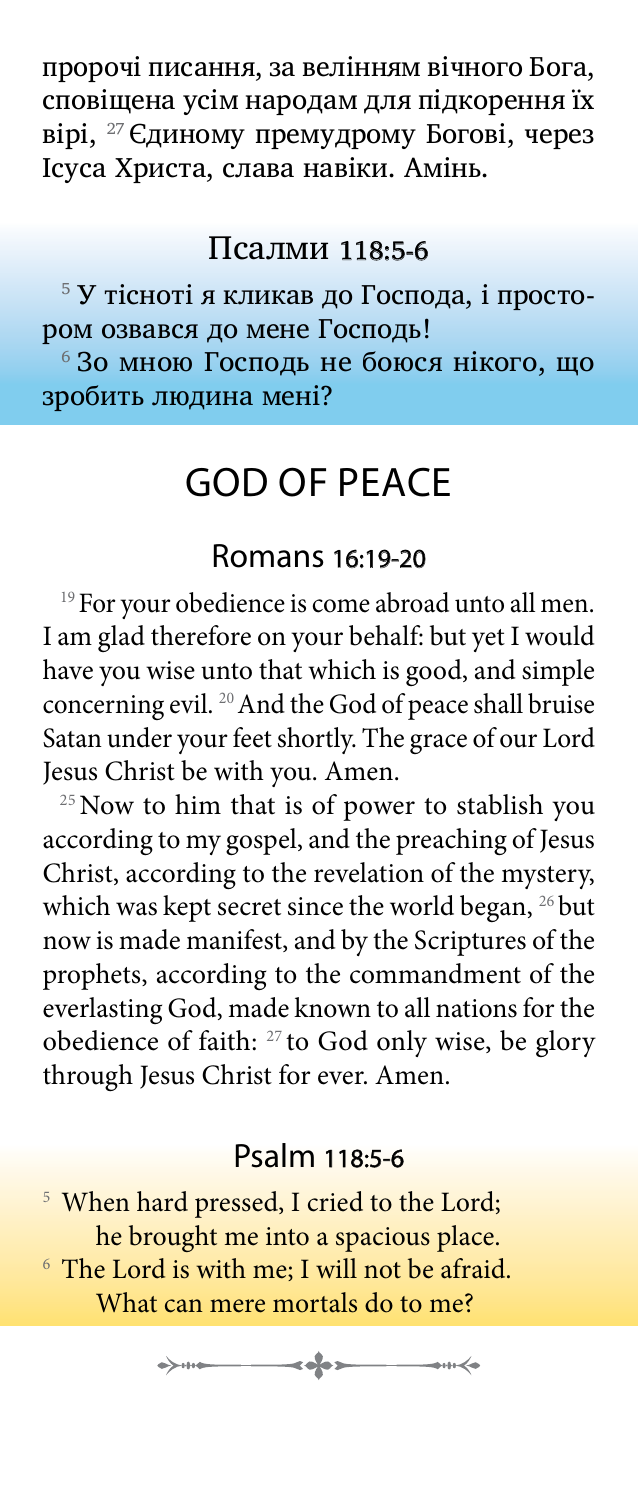пророчі писання, за велінням вічного Бога, сповіщена усім народам для підкорення їх вірі, [27] Єдиному премудрому Богові, через Ісуса Христа, слава навіки. Амінь.

### Псалми 118:5-6

[5] У тісноті я кликав до Господа, і простором озвався до мене Господь!
[6] Зо мною Господь не боюся нікого, що зробить людина мені?

## GOD OF PEACE

### Romans 16:19-20

[19] For your obedience is come abroad unto all men. I am glad therefore on your behalf: but yet I would have you wise unto that which is good, and simple concerning evil. [20] And the God of peace shall bruise Satan under your feet shortly. The grace of our Lord Jesus Christ be with you. Amen.

[25] Now to him that is of power to stablish you according to my gospel, and the preaching of Jesus Christ, according to the revelation of the mystery, which was kept secret since the world began, [26] but now is made manifest, and by the Scriptures of the prophets, according to the commandment of the everlasting God, made known to all nations for the obedience of faith: [27] to God only wise, be glory through Jesus Christ for ever. Amen.

### Psalm 118:5-6

[5] When hard pressed, I cried to the Lord;
he brought me into a spacious place.
[6] The Lord is with me; I will not be afraid.
What can mere mortals do to me?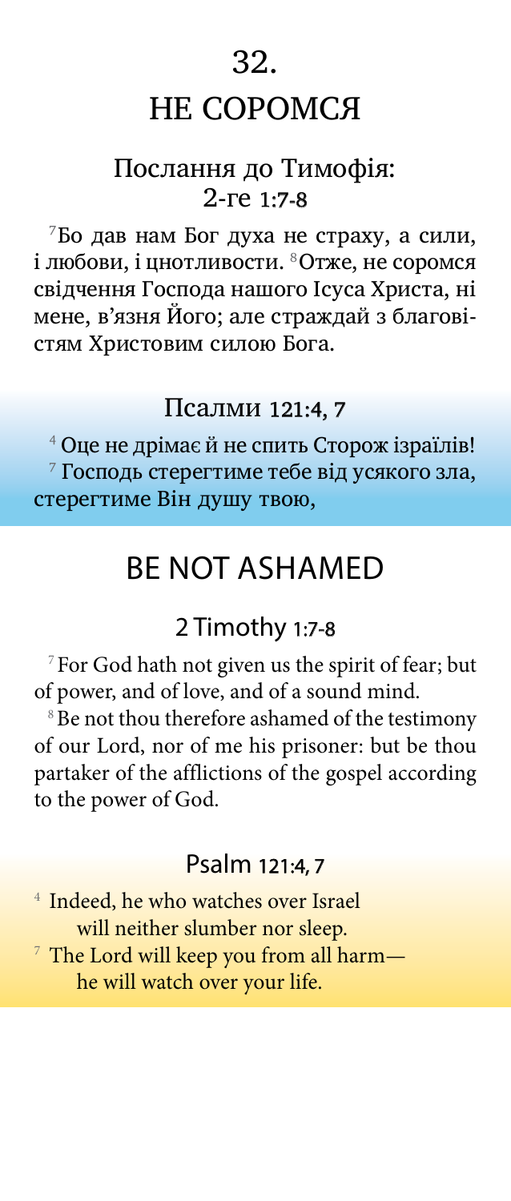# 32.

# НЕ СОРОМСЯ

## Послання до Тимофія: 2-ге 1:7-8

[7]Бо дав нам Бог духа не страху, а сили, і любови, і цнотливости. [8]Отже, не соромся свідчення Господа нашого Ісуса Христа, ні мене, в'язня Його; але страждай з благовістям Христовим силою Бога.

## Псалми 121:4, 7

[4] Оце не дрімає й не спить Сторож ізраїлів!
[7] Господь стерегтиме тебе від усякого зла, стерегтиме Він душу твою,

# BE NOT ASHAMED

## 2 Timothy 1:7-8

[7] For God hath not given us the spirit of fear; but of power, and of love, and of a sound mind.

[8] Be not thou therefore ashamed of the testimony of our Lord, nor of me his prisoner: but be thou partaker of the afflictions of the gospel according to the power of God.

## Psalm 121:4, 7

[4] Indeed, he who watches over Israel
will neither slumber nor sleep.
[7] The Lord will keep you from all harm—
he will watch over your life.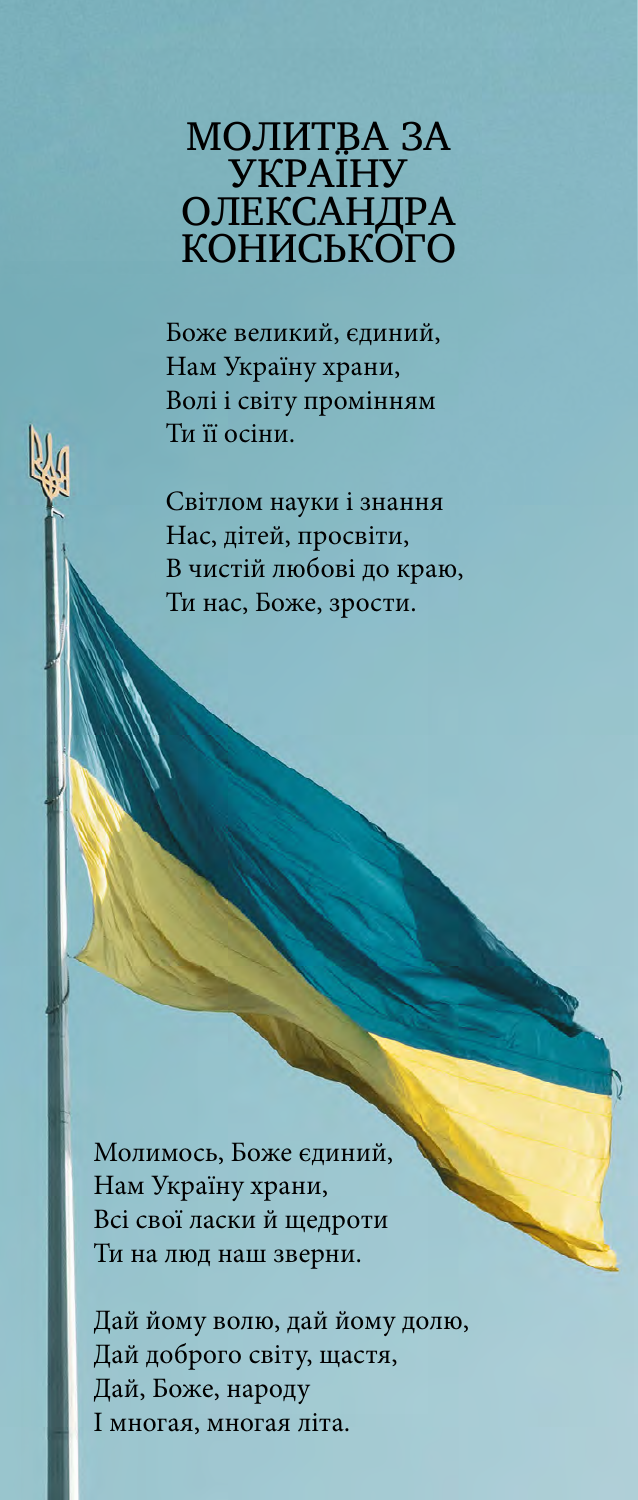# МОЛИТВА ЗА УКРАЇНУ ОЛЕКСАНДРА КОНИСЬКОГО

Боже великий, єдиний,
Нам Україну храни,
Волі і світу промінням
Ти її осіни.

Світлом науки і знання
Нас, дітей, просвіти,
В чистій любові до краю,
Ти нас, Боже, зрости.

Молимось, Боже єдиний,
Нам Україну храни,
Всі свої ласки й щедроти
Ти на люд наш зверни.

Дай йому волю, дай йому долю,
Дай доброго світу, щастя,
Дай, Боже, народу
І многая, многая літа.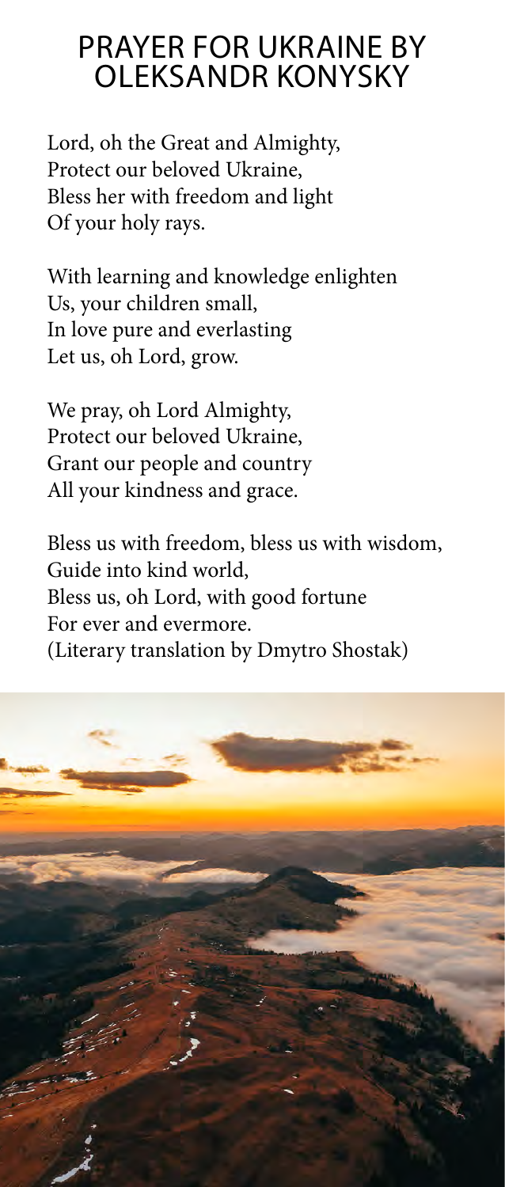# PRAYER FOR UKRAINE BY OLEKSANDR KONYSKY

Lord, oh the Great and Almighty,
Protect our beloved Ukraine,
Bless her with freedom and light
Of your holy rays.

With learning and knowledge enlighten
Us, your children small,
In love pure and everlasting
Let us, oh Lord, grow.

We pray, oh Lord Almighty,
Protect our beloved Ukraine,
Grant our people and country
All your kindness and grace.

Bless us with freedom, bless us with wisdom,
Guide into kind world,
Bless us, oh Lord, with good fortune
For ever and evermore.
(Literary translation by Dmytro Shostak)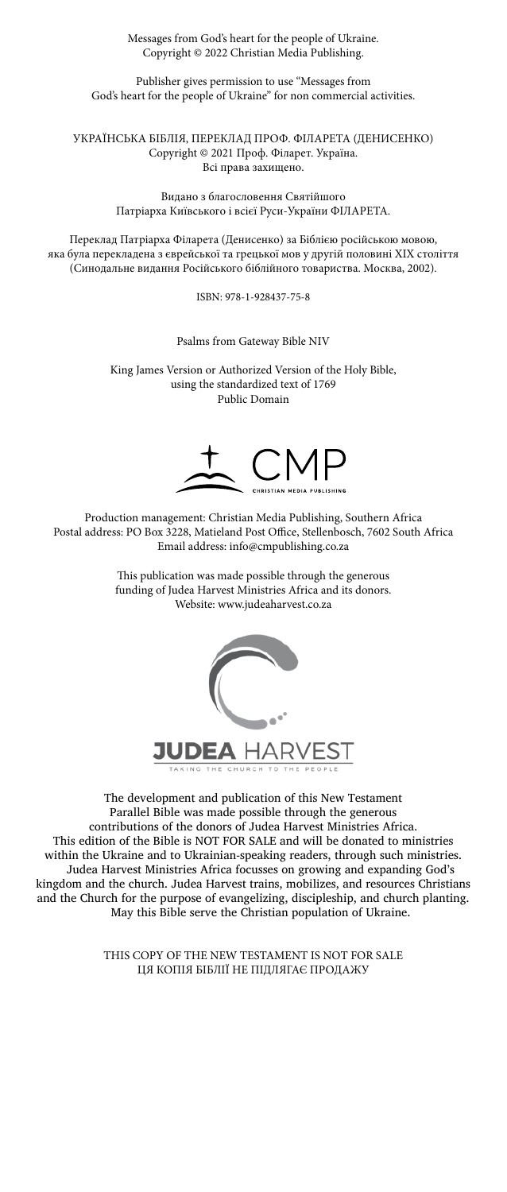Messages from God's heart for the people of Ukraine.
Copyright © 2022 Christian Media Publishing.

Publisher gives permission to use "Messages from God's heart for the people of Ukraine" for non commercial activities.

УКРАЇНСЬКА БІБЛІЯ, ПЕРЕКЛАД ПРОФ. ФІЛАРЕТА (ДЕНИСЕНКО)
Copyright © 2021 Проф. Філарет. Україна.
Всі права захищено.

Видано з благословення Святійшого
Патріарха Київського і всієї Руси-України ФІЛАРЕТА.

Переклад Патріарха Філарета (Денисенко) за Біблією російською мовою, яка була перекладена з єврейської та грецької мов у другій половині XIX століття (Синодальне видання Російського біблійного товариства. Москва, 2002).

ISBN: 978-1-928437-75-8

Psalms from Gateway Bible NIV

King James Version or Authorized Version of the Holy Bible,
using the standardized text of 1769
Public Domain

CMP
CHRISTIAN MEDIA PUBLISHING

Production management: Christian Media Publishing, Southern Africa
Postal address: PO Box 3228, Matieland Post Office, Stellenbosch, 7602 South Africa
Email address: info@cmpublishing.co.za

This publication was made possible through the generous funding of Judea Harvest Ministries Africa and its donors.
Website: www.judeaharvest.co.za

JUDEA HARVEST
TAKING THE CHURCH TO THE PEOPLE

The development and publication of this New Testament Parallel Bible was made possible through the generous contributions of the donors of Judea Harvest Ministries Africa.
This edition of the Bible is NOT FOR SALE and will be donated to ministries within the Ukraine and to Ukrainian-speaking readers, through such ministries.
Judea Harvest Ministries Africa focusses on growing and expanding God's kingdom and the church. Judea Harvest trains, mobilizes, and resources Christians and the Church for the purpose of evangelizing, discipleship, and church planting.
May this Bible serve the Christian population of Ukraine.

THIS COPY OF THE NEW TESTAMENT IS NOT FOR SALE
ЦЯ КОПІЯ БІБЛІЇ НЕ ПІДЛЯГАЄ ПРОДАЖУ